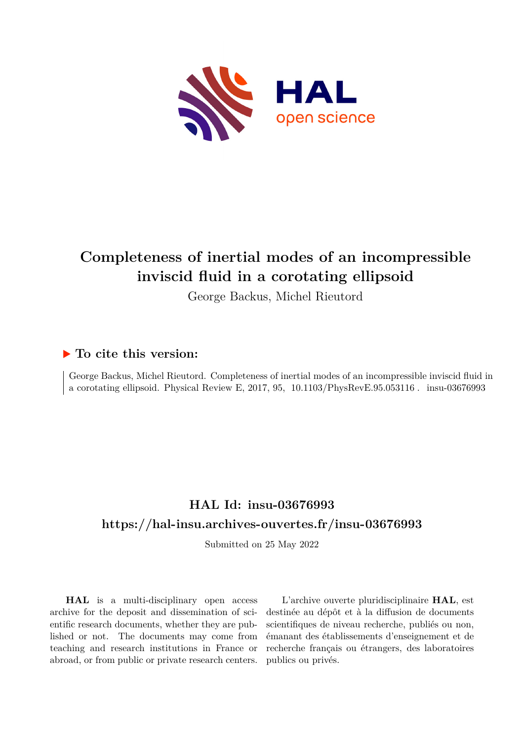# Completeness of inertial modes of an incompressible inviscid fluid in a corotating ellipsoid

George Backus, Michel Rieutord

## ▶ To cite this version:

George Backus, Michel Rieutord. Completeness of inertial modes of an incompressible inviscid fluid in a corotating ellipsoid. Physical Review E, 2017, 95, 10.1103/PhysRevE.95.053116 . insu-03676993

## HAL Id: insu-03676993

## https://hal-insu.archives-ouvertes.fr/insu-03676993

Submitted on 25 May 2022

**HAL** is a multi-disciplinary open access archive for the deposit and dissemination of scientific research documents, whether they are published or not. The documents may come from teaching and research institutions in France or abroad, or from public or private research centers.

L'archive ouverte pluridisciplinaire **HAL**, est destinée au dépôt et à la diffusion de documents scientifiques de niveau recherche, publiés ou non, émanant des établissements d'enseignement et de recherche français ou étrangers, des laboratoires publics ou privés.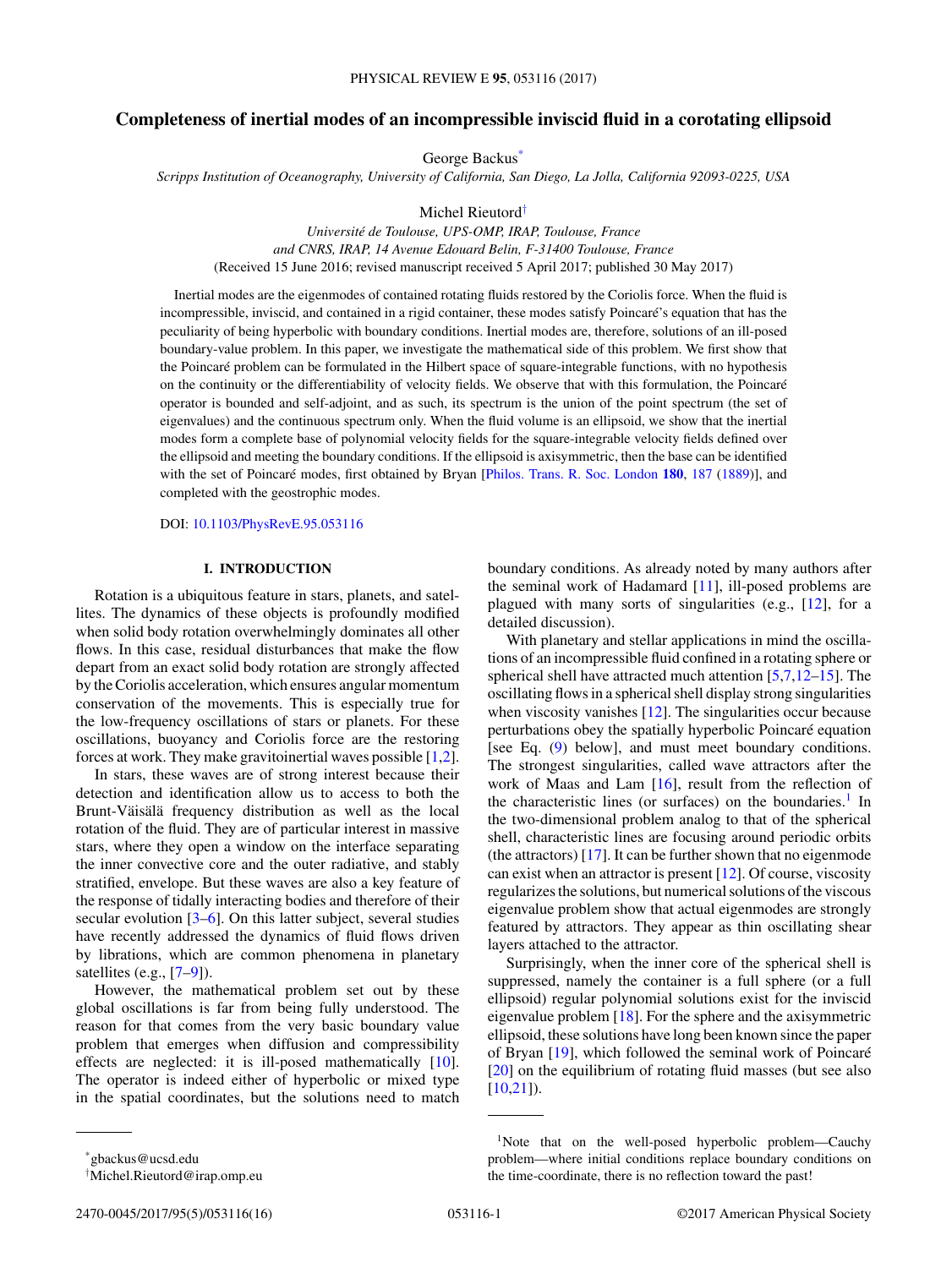# Completeness of inertial modes of an incompressible inviscid fluid in a corotating ellipsoid

George Backus[*]

*Scripps Institution of Oceanography, University of California, San Diego, La Jolla, California 92093-0225, USA*

Michel Rieutord[†]

*Université de Toulouse, UPS-OMP, IRAP, Toulouse, France*
*and CNRS, IRAP, 14 Avenue Edouard Belin, F-31400 Toulouse, France*

(Received 15 June 2016; revised manuscript received 5 April 2017; published 30 May 2017)

Inertial modes are the eigenmodes of contained rotating fluids restored by the Coriolis force. When the fluid is incompressible, inviscid, and contained in a rigid container, these modes satisfy Poincaré's equation that has the peculiarity of being hyperbolic with boundary conditions. Inertial modes are, therefore, solutions of an ill-posed boundary-value problem. In this paper, we investigate the mathematical side of this problem. We first show that the Poincaré problem can be formulated in the Hilbert space of square-integrable functions, with no hypothesis on the continuity or the differentiability of velocity fields. We observe that with this formulation, the Poincaré operator is bounded and self-adjoint, and as such, its spectrum is the union of the point spectrum (the set of eigenvalues) and the continuous spectrum only. When the fluid volume is an ellipsoid, we show that the inertial modes form a complete base of polynomial velocity fields for the square-integrable velocity fields defined over the ellipsoid and meeting the boundary conditions. If the ellipsoid is axisymmetric, then the base can be identified with the set of Poincaré modes, first obtained by Bryan [Philos. Trans. R. Soc. London **180**, 187 (1889)], and completed with the geostrophic modes.

DOI: 10.1103/PhysRevE.95.053116

## I. INTRODUCTION

Rotation is a ubiquitous feature in stars, planets, and satellites. The dynamics of these objects is profoundly modified when solid body rotation overwhelmingly dominates all other flows. In this case, residual disturbances that make the flow depart from an exact solid body rotation are strongly affected by the Coriolis acceleration, which ensures angular momentum conservation of the movements. This is especially true for the low-frequency oscillations of stars or planets. For these oscillations, buoyancy and Coriolis force are the restoring forces at work. They make gravitoinertial waves possible [1,2].

In stars, these waves are of strong interest because their detection and identification allow us to access to both the Brunt-Väisälä frequency distribution as well as the local rotation of the fluid. They are of particular interest in massive stars, where they open a window on the interface separating the inner convective core and the outer radiative, and stably stratified, envelope. But these waves are also a key feature of the response of tidally interacting bodies and therefore of their secular evolution [3–6]. On this latter subject, several studies have recently addressed the dynamics of fluid flows driven by librations, which are common phenomena in planetary satellites (e.g., [7–9]).

However, the mathematical problem set out by these global oscillations is far from being fully understood. The reason for that comes from the very basic boundary value problem that emerges when diffusion and compressibility effects are neglected: it is ill-posed mathematically [10]. The operator is indeed either of hyperbolic or mixed type in the spatial coordinates, but the solutions need to match boundary conditions. As already noted by many authors after the seminal work of Hadamard [11], ill-posed problems are plagued with many sorts of singularities (e.g., [12], for a detailed discussion).

With planetary and stellar applications in mind the oscillations of an incompressible fluid confined in a rotating sphere or spherical shell have attracted much attention [5,7,12–15]. The oscillating flows in a spherical shell display strong singularities when viscosity vanishes [12]. The singularities occur because perturbations obey the spatially hyperbolic Poincaré equation [see Eq. (9) below], and must meet boundary conditions. The strongest singularities, called wave attractors after the work of Maas and Lam [16], result from the reflection of the characteristic lines (or surfaces) on the boundaries.[1] In the two-dimensional problem analog to that of the spherical shell, characteristic lines are focusing around periodic orbits (the attractors) [17]. It can be further shown that no eigenmode can exist when an attractor is present [12]. Of course, viscosity regularizes the solutions, but numerical solutions of the viscous eigenvalue problem show that actual eigenmodes are strongly featured by attractors. They appear as thin oscillating shear layers attached to the attractor.

Surprisingly, when the inner core of the spherical shell is suppressed, namely the container is a full sphere (or a full ellipsoid) regular polynomial solutions exist for the inviscid eigenvalue problem [18]. For the sphere and the axisymmetric ellipsoid, these solutions have long been known since the paper of Bryan [19], which followed the seminal work of Poincaré [20] on the equilibrium of rotating fluid masses (but see also [10,21]).

---

[*] gbackus@ucsd.edu

[†] Michel.Rieutord@irap.omp.eu

[1] Note that on the well-posed hyperbolic problem—Cauchy problem—where initial conditions replace boundary conditions on the time-coordinate, there is no reflection toward the past!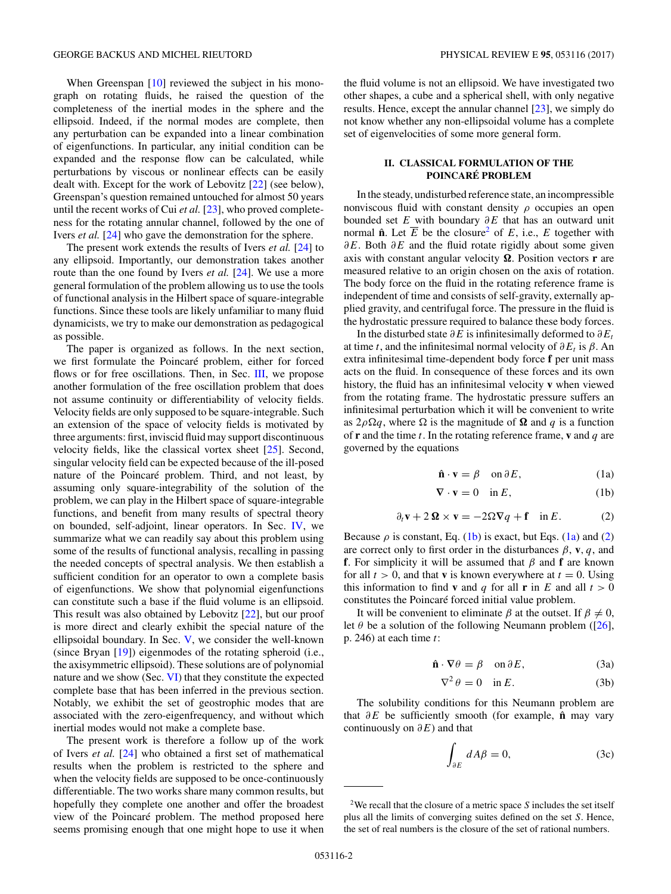When Greenspan [10] reviewed the subject in his monograph on rotating fluids, he raised the question of the completeness of the inertial modes in the sphere and the ellipsoid. Indeed, if the normal modes are complete, then any perturbation can be expanded into a linear combination of eigenfunctions. In particular, any initial condition can be expanded and the response flow can be calculated, while perturbations by viscous or nonlinear effects can be easily dealt with. Except for the work of Lebovitz [22] (see below), Greenspan's question remained untouched for almost 50 years until the recent works of Cui *et al.* [23], who proved completeness for the rotating annular channel, followed by the one of Ivers *et al.* [24] who gave the demonstration for the sphere.

The present work extends the results of Ivers *et al.* [24] to any ellipsoid. Importantly, our demonstration takes another route than the one found by Ivers *et al.* [24]. We use a more general formulation of the problem allowing us to use the tools of functional analysis in the Hilbert space of square-integrable functions. Since these tools are likely unfamiliar to many fluid dynamicists, we try to make our demonstration as pedagogical as possible.

The paper is organized as follows. In the next section, we first formulate the Poincaré problem, either for forced flows or for free oscillations. Then, in Sec. III, we propose another formulation of the free oscillation problem that does not assume continuity or differentiability of velocity fields. Velocity fields are only supposed to be square-integrable. Such an extension of the space of velocity fields is motivated by three arguments: first, inviscid fluid may support discontinuous velocity fields, like the classical vortex sheet [25]. Second, singular velocity field can be expected because of the ill-posed nature of the Poincaré problem. Third, and not least, by assuming only square-integrability of the solution of the problem, we can play in the Hilbert space of square-integrable functions, and benefit from many results of spectral theory on bounded, self-adjoint, linear operators. In Sec. IV, we summarize what we can readily say about this problem using some of the results of functional analysis, recalling in passing the needed concepts of spectral analysis. We then establish a sufficient condition for an operator to own a complete basis of eigenfunctions. We show that polynomial eigenfunctions can constitute such a base if the fluid volume is an ellipsoid. This result was also obtained by Lebovitz [22], but our proof is more direct and clearly exhibit the special nature of the ellipsoidal boundary. In Sec. V, we consider the well-known (since Bryan [19]) eigenmodes of the rotating spheroid (i.e., the axisymmetric ellipsoid). These solutions are of polynomial nature and we show (Sec. VI) that they constitute the expected complete base that has been inferred in the previous section. Notably, we exhibit the set of geostrophic modes that are associated with the zero-eigenfrequency, and without which inertial modes would not make a complete base.

The present work is therefore a follow up of the work of Ivers *et al.* [24] who obtained a first set of mathematical results when the problem is restricted to the sphere and when the velocity fields are supposed to be once-continuously differentiable. The two works share many common results, but hopefully they complete one another and offer the broadest view of the Poincaré problem. The method proposed here seems promising enough that one might hope to use it when the fluid volume is not an ellipsoid. We have investigated two other shapes, a cube and a spherical shell, with only negative results. Hence, except the annular channel [23], we simply do not know whether any non-ellipsoidal volume has a complete set of eigenvelocities of some more general form.

## II. CLASSICAL FORMULATION OF THE POINCARÉ PROBLEM

In the steady, undisturbed reference state, an incompressible nonviscous fluid with constant density $\rho$ occupies an open bounded set $E$ with boundary $\partial E$ that has an outward unit normal $\hat{\mathbf{n}}$. Let $\overline{E}$ be the closure[2] of $E$, i.e., $E$ together with $\partial E$. Both $\partial E$ and the fluid rotate rigidly about some given axis with constant angular velocity $\mathbf{\Omega}$. Position vectors $\mathbf{r}$ are measured relative to an origin chosen on the axis of rotation. The body force on the fluid in the rotating reference frame is independent of time and consists of self-gravity, externally applied gravity, and centrifugal force. The pressure in the fluid is the hydrostatic pressure required to balance these body forces.

In the disturbed state $\partial E$ is infinitesimally deformed to $\partial E_t$ at time $t$, and the infinitesimal normal velocity of $\partial E_t$ is $\beta$. An extra infinitesimal time-dependent body force $\mathbf{f}$ per unit mass acts on the fluid. In consequence of these forces and its own history, the fluid has an infinitesimal velocity $\mathbf{v}$ when viewed from the rotating frame. The hydrostatic pressure suffers an infinitesimal perturbation which it will be convenient to write as $2\rho\Omega q$, where $\Omega$ is the magnitude of $\mathbf{\Omega}$ and $q$ is a function of $\mathbf{r}$ and the time $t$. In the rotating reference frame, $\mathbf{v}$ and $q$ are governed by the equations

$$\hat{\mathbf{n}}\cdot\mathbf{v} = \beta \quad \text{on } \partial E, \tag{1a}$$

$$\nabla\cdot\mathbf{v} = 0 \quad \text{in } E, \tag{1b}$$

$$\partial_t\mathbf{v} + 2\,\mathbf{\Omega}\times\mathbf{v} = -2\Omega\nabla q + \mathbf{f} \quad \text{in } E. \tag{2}$$

Because $\rho$ is constant, Eq. (1b) is exact, but Eqs. (1a) and (2) are correct only to first order in the disturbances $\beta$, $\mathbf{v}$, $q$, and $\mathbf{f}$. For simplicity it will be assumed that $\beta$ and $\mathbf{f}$ are known for all $t > 0$, and that $\mathbf{v}$ is known everywhere at $t = 0$. Using this information to find $\mathbf{v}$ and $q$ for all $\mathbf{r}$ in $E$ and all $t > 0$ constitutes the Poincaré forced initial value problem.

It will be convenient to eliminate $\beta$ at the outset. If $\beta \neq 0$, let $\theta$ be a solution of the following Neumann problem ([26], p. 246) at each time $t$:

$$\hat{\mathbf{n}}\cdot\nabla\theta = \beta \quad \text{on } \partial E, \tag{3a}$$

$$\nabla^2\theta = 0 \quad \text{in } E. \tag{3b}$$

The solubility conditions for this Neumann problem are that $\partial E$ be sufficiently smooth (for example, $\hat{\mathbf{n}}$ may vary continuously on $\partial E$) and that

$$\int_{\partial E} dA\beta = 0, \tag{3c}$$

[2] We recall that the closure of a metric space $S$ includes the set itself plus all the limits of converging suites defined on the set $S$. Hence, the set of real numbers is the closure of the set of rational numbers.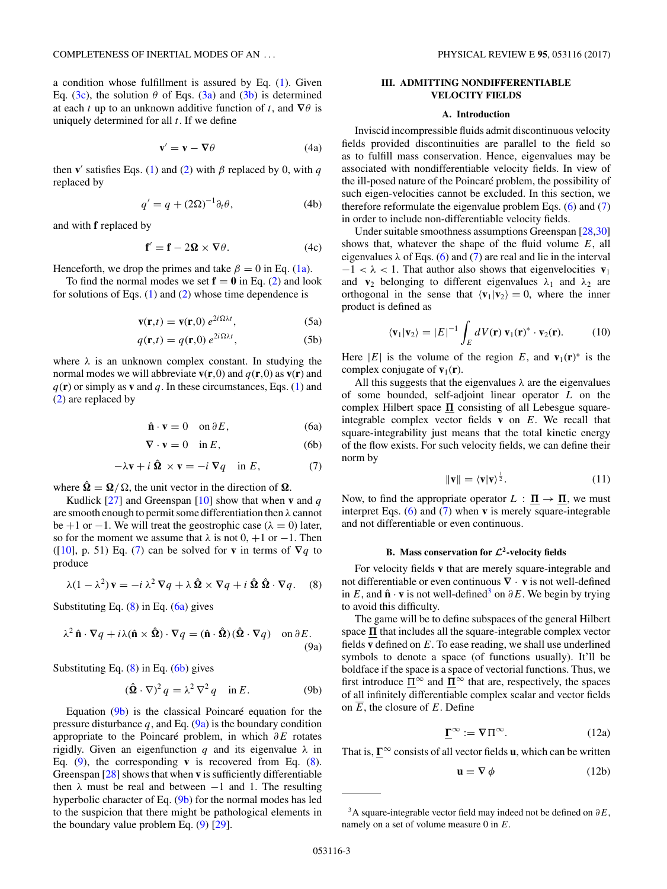a condition whose fulfillment is assured by Eq. (1). Given Eq. (3c), the solution $\theta$ of Eqs. (3a) and (3b) is determined at each $t$ up to an unknown additive function of $t$, and $\nabla\theta$ is uniquely determined for all $t$. If we define

$$\mathbf{v}' = \mathbf{v} - \nabla\theta \tag{4a}$$

then $\mathbf{v}'$ satisfies Eqs. (1) and (2) with $\beta$ replaced by 0, with $q$ replaced by

$$q' = q + (2\Omega)^{-1}\partial_t\theta, \tag{4b}$$

and with $\mathbf{f}$ replaced by

$$\mathbf{f}' = \mathbf{f} - 2\boldsymbol{\Omega} \times \nabla\theta. \tag{4c}$$

Henceforth, we drop the primes and take $\beta = 0$ in Eq. (1a).

To find the normal modes we set $\mathbf{f} = \mathbf{0}$ in Eq. (2) and look for solutions of Eqs. (1) and (2) whose time dependence is

$$\mathbf{v}(\mathbf{r},t) = \mathbf{v}(\mathbf{r},0)\, e^{2i\Omega\lambda t}, \tag{5a}$$

$$q(\mathbf{r},t) = q(\mathbf{r},0)\, e^{2i\Omega\lambda t}, \tag{5b}$$

where $\lambda$ is an unknown complex constant. In studying the normal modes we will abbreviate $\mathbf{v}(\mathbf{r},0)$ and $q(\mathbf{r},0)$ as $\mathbf{v}(\mathbf{r})$ and $q(\mathbf{r})$ or simply as $\mathbf{v}$ and $q$. In these circumstances, Eqs. (1) and (2) are replaced by

$$\hat{\mathbf{n}} \cdot \mathbf{v} = 0 \quad \text{on } \partial E, \tag{6a}$$

$$\nabla \cdot \mathbf{v} = 0 \quad \text{in } E, \tag{6b}$$

$$-\lambda\mathbf{v} + i\,\hat{\boldsymbol{\Omega}} \times \mathbf{v} = -i\,\nabla q \quad \text{in } E, \tag{7}$$

where $\hat{\boldsymbol{\Omega}} = \boldsymbol{\Omega}/\Omega$, the unit vector in the direction of $\boldsymbol{\Omega}$.

Kudlick [27] and Greenspan [10] show that when $\mathbf{v}$ and $q$ are smooth enough to permit some differentiation then $\lambda$ cannot be $+1$ or $-1$. We will treat the geostrophic case ($\lambda = 0$) later, so for the moment we assume that $\lambda$ is not $0$, $+1$ or $-1$. Then ([10], p. 51) Eq. (7) can be solved for $\mathbf{v}$ in terms of $\nabla q$ to produce

$$\lambda(1-\lambda^2)\,\mathbf{v} = -i\,\lambda^2\,\nabla q + \lambda\,\hat{\boldsymbol{\Omega}} \times \nabla q + i\,\hat{\boldsymbol{\Omega}}\,\hat{\boldsymbol{\Omega}} \cdot \nabla q. \tag{8}$$

Substituting Eq. (8) in Eq. (6a) gives

$$\lambda^2\,\hat{\mathbf{n}} \cdot \nabla q + i\lambda(\hat{\mathbf{n}} \times \hat{\boldsymbol{\Omega}}) \cdot \nabla q = (\hat{\mathbf{n}} \cdot \hat{\boldsymbol{\Omega}})(\hat{\boldsymbol{\Omega}} \cdot \nabla q) \quad \text{on } \partial E. \tag{9a}$$

Substituting Eq. (8) in Eq. (6b) gives

$$(\hat{\boldsymbol{\Omega}} \cdot \nabla)^2\, q = \lambda^2\,\nabla^2 q \quad \text{in } E. \tag{9b}$$

Equation (9b) is the classical Poincaré equation for the pressure disturbance $q$, and Eq. (9a) is the boundary condition appropriate to the Poincaré problem, in which $\partial E$ rotates rigidly. Given an eigenfunction $q$ and its eigenvalue $\lambda$ in Eq. (9), the corresponding $\mathbf{v}$ is recovered from Eq. (8). Greenspan [28] shows that when $\mathbf{v}$ is sufficiently differentiable then $\lambda$ must be real and between $-1$ and 1. The resulting hyperbolic character of Eq. (9b) for the normal modes has led to the suspicion that there might be pathological elements in the boundary value problem Eq. (9) [29].

## III. ADMITTING NONDIFFERENTIABLE VELOCITY FIELDS

### A. Introduction

Inviscid incompressible fluids admit discontinuous velocity fields provided discontinuities are parallel to the field so as to fulfill mass conservation. Hence, eigenvalues may be associated with nondifferentiable velocity fields. In view of the ill-posed nature of the Poincaré problem, the possibility of such eigen-velocities cannot be excluded. In this section, we therefore reformulate the eigenvalue problem Eqs. (6) and (7) in order to include non-differentiable velocity fields.

Under suitable smoothness assumptions Greenspan [28,30] shows that, whatever the shape of the fluid volume $E$, all eigenvalues $\lambda$ of Eqs. (6) and (7) are real and lie in the interval $-1 < \lambda < 1$. That author also shows that eigenvelocities $\mathbf{v}_1$ and $\mathbf{v}_2$ belonging to different eigenvalues $\lambda_1$ and $\lambda_2$ are orthogonal in the sense that $\langle \mathbf{v}_1 | \mathbf{v}_2 \rangle = 0$, where the inner product is defined as

$$\langle \mathbf{v}_1 | \mathbf{v}_2 \rangle = |E|^{-1} \int_E dV(\mathbf{r})\; \mathbf{v}_1(\mathbf{r})^* \cdot \mathbf{v}_2(\mathbf{r}). \tag{10}$$

Here $|E|$ is the volume of the region $E$, and $\mathbf{v}_1(\mathbf{r})^*$ is the complex conjugate of $\mathbf{v}_1(\mathbf{r})$.

All this suggests that the eigenvalues $\lambda$ are the eigenvalues of some bounded, self-adjoint linear operator $L$ on the complex Hilbert space $\underline{\boldsymbol{\Pi}}$ consisting of all Lebesgue square-integrable complex vector fields $\mathbf{v}$ on $E$. We recall that square-integrability just means that the total kinetic energy of the flow exists. For such velocity fields, we can define their norm by

$$\|\mathbf{v}\| = \langle \mathbf{v} | \mathbf{v} \rangle^{\frac{1}{2}}. \tag{11}$$

Now, to find the appropriate operator $L : \underline{\boldsymbol{\Pi}} \to \underline{\boldsymbol{\Pi}}$, we must interpret Eqs. (6) and (7) when $\mathbf{v}$ is merely square-integrable and not differentiable or even continuous.

### B. Mass conservation for $\mathcal{L}^2$-velocity fields

For velocity fields $\mathbf{v}$ that are merely square-integrable and not differentiable or even continuous $\nabla \cdot \mathbf{v}$ is not well-defined in $E$, and $\hat{\mathbf{n}} \cdot \mathbf{v}$ is not well-defined[3] on $\partial E$. We begin by trying to avoid this difficulty.

The game will be to define subspaces of the general Hilbert space $\underline{\boldsymbol{\Pi}}$ that includes all the square-integrable complex vector fields $\mathbf{v}$ defined on $E$. To ease reading, we shall use underlined symbols to denote a space (of functions usually). It'll be boldface if the space is a space of vectorial functions. Thus, we first introduce $\underline{\Pi}^\infty$ and $\underline{\boldsymbol{\Pi}}^\infty$ that are, respectively, the spaces of all infinitely differentiable complex scalar and vector fields on $\overline{E}$, the closure of $E$. Define

$$\underline{\boldsymbol{\Gamma}}^\infty := \nabla \underline{\Pi}^\infty. \tag{12a}$$

That is, $\underline{\boldsymbol{\Gamma}}^\infty$ consists of all vector fields $\mathbf{u}$, which can be written

$$\mathbf{u} = \nabla\,\phi \tag{12b}$$

[3] A square-integrable vector field may indeed not be defined on $\partial E$, namely on a set of volume measure 0 in $E$.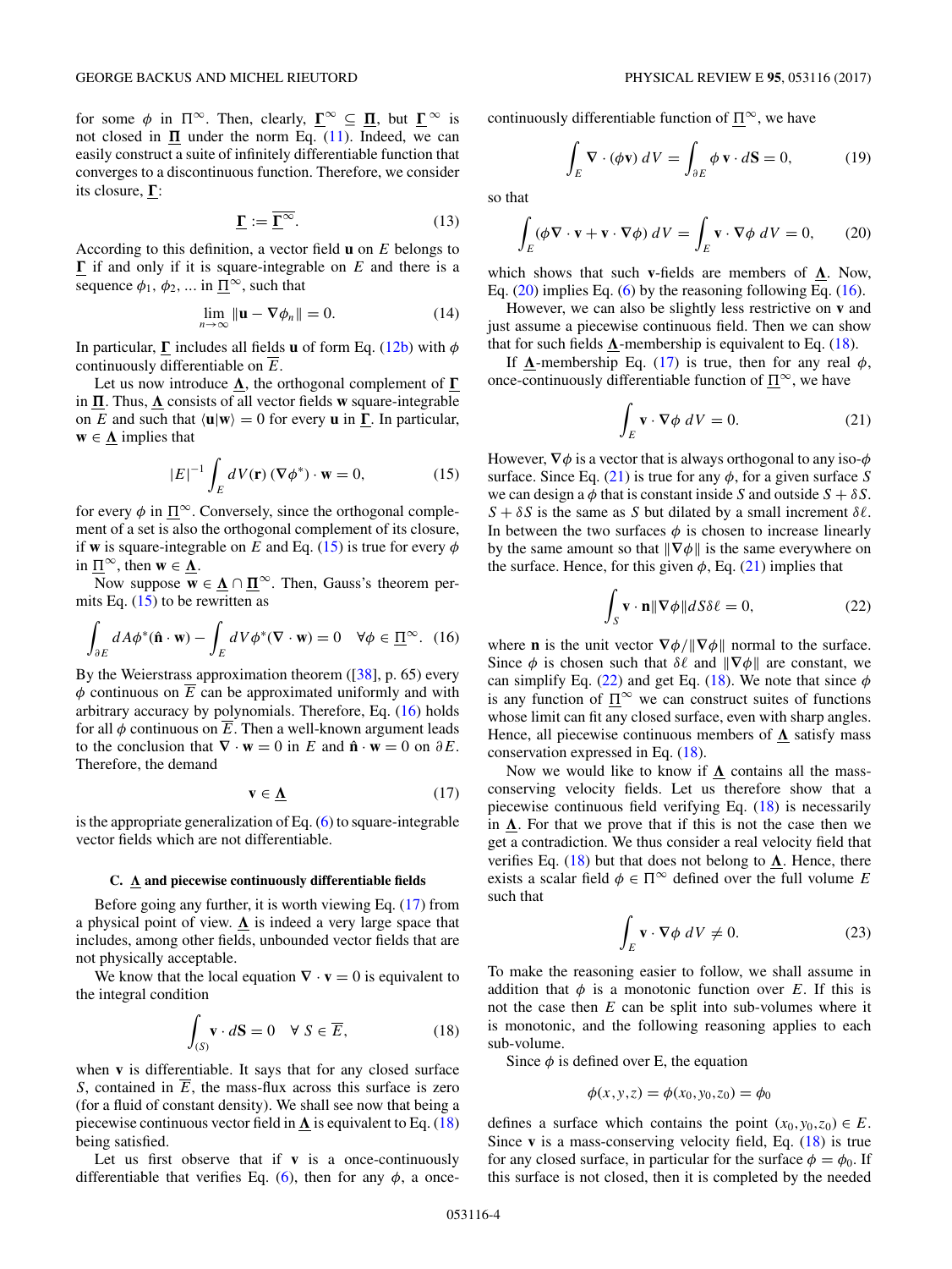for some $\phi$ in $\Pi^\infty$. Then, clearly, $\underline{\Gamma}^\infty \subseteq \underline{\Pi}$, but $\underline{\Gamma}^\infty$ is not closed in $\underline{\Pi}$ under the norm Eq. (11). Indeed, we can easily construct a suite of infinitely differentiable function that converges to a discontinuous function. Therefore, we consider its closure, $\underline{\Gamma}$:

$$\underline{\Gamma} := \overline{\underline{\Gamma}^\infty}. \tag{13}$$

According to this definition, a vector field $\mathbf{u}$ on $E$ belongs to $\underline{\Gamma}$ if and only if it is square-integrable on $E$ and there is a sequence $\phi_1$, $\phi_2$, ... in $\underline{\Pi}^\infty$, such that

$$\lim_{n\to\infty} \|\mathbf{u} - \nabla\phi_n\| = 0. \tag{14}$$

In particular, $\underline{\Gamma}$ includes all fields $\mathbf{u}$ of form Eq. (12b) with $\phi$ continuously differentiable on $\overline{E}$.

Let us now introduce $\underline{\Lambda}$, the orthogonal complement of $\underline{\Gamma}$ in $\underline{\Pi}$. Thus, $\underline{\Lambda}$ consists of all vector fields $\mathbf{w}$ square-integrable on $E$ and such that $\langle \mathbf{u}|\mathbf{w}\rangle = 0$ for every $\mathbf{u}$ in $\underline{\Gamma}$. In particular, $\mathbf{w} \in \underline{\Lambda}$ implies that

$$|E|^{-1} \int_E dV(\mathbf{r})\, (\nabla\phi^*) \cdot \mathbf{w} = 0, \tag{15}$$

for every $\phi$ in $\underline{\Pi}^\infty$. Conversely, since the orthogonal complement of a set is also the orthogonal complement of its closure, if $\mathbf{w}$ is square-integrable on $E$ and Eq. (15) is true for every $\phi$ in $\underline{\Pi}^\infty$, then $\mathbf{w} \in \underline{\Lambda}$.

Now suppose $\mathbf{w} \in \underline{\Lambda} \cap \underline{\Pi}^\infty$. Then, Gauss's theorem permits Eq. (15) to be rewritten as

$$\int_{\partial E} dA\phi^*(\hat{\mathbf{n}} \cdot \mathbf{w}) - \int_E dV\phi^*(\nabla \cdot \mathbf{w}) = 0 \quad \forall \phi \in \underline{\Pi}^\infty. \tag{16}$$

By the Weierstrass approximation theorem ([38], p. 65) every $\phi$ continuous on $\overline{E}$ can be approximated uniformly and with arbitrary accuracy by polynomials. Therefore, Eq. (16) holds for all $\phi$ continuous on $\overline{E}$. Then a well-known argument leads to the conclusion that $\nabla \cdot \mathbf{w} = 0$ in $E$ and $\hat{\mathbf{n}} \cdot \mathbf{w} = 0$ on $\partial E$. Therefore, the demand

$$\mathbf{v} \in \underline{\Lambda} \tag{17}$$

is the appropriate generalization of Eq. (6) to square-integrable vector fields which are not differentiable.

### C. $\underline{\Lambda}$ and piecewise continuously differentiable fields

Before going any further, it is worth viewing Eq. (17) from a physical point of view. $\underline{\Lambda}$ is indeed a very large space that includes, among other fields, unbounded vector fields that are not physically acceptable.

We know that the local equation $\nabla \cdot \mathbf{v} = 0$ is equivalent to the integral condition

$$\int_{(S)} \mathbf{v} \cdot d\mathbf{S} = 0 \quad \forall\, S \in \overline{E}, \tag{18}$$

when $\mathbf{v}$ is differentiable. It says that for any closed surface $S$, contained in $\overline{E}$, the mass-flux across this surface is zero (for a fluid of constant density). We shall see now that being a piecewise continuous vector field in $\underline{\Lambda}$ is equivalent to Eq. (18) being satisfied.

Let us first observe that if $\mathbf{v}$ is a once-continuously differentiable that verifies Eq. (6), then for any $\phi$, a once-continuously differentiable function of $\underline{\Pi}^\infty$, we have

$$\int_E \nabla \cdot (\phi\mathbf{v})\, dV = \int_{\partial E} \phi\, \mathbf{v} \cdot d\mathbf{S} = 0, \tag{19}$$

so that

$$\int_E (\phi\nabla \cdot \mathbf{v} + \mathbf{v} \cdot \nabla\phi)\, dV = \int_E \mathbf{v} \cdot \nabla\phi\, dV = 0, \tag{20}$$

which shows that such $\mathbf{v}$-fields are members of $\underline{\Lambda}$. Now, Eq. (20) implies Eq. (6) by the reasoning following Eq. (16).

However, we can also be slightly less restrictive on $\mathbf{v}$ and just assume a piecewise continuous field. Then we can show that for such fields $\underline{\Lambda}$-membership is equivalent to Eq. (18).

If $\underline{\Lambda}$-membership Eq. (17) is true, then for any real $\phi$, once-continuously differentiable function of $\underline{\Pi}^\infty$, we have

$$\int_E \mathbf{v} \cdot \nabla\phi\, dV = 0. \tag{21}$$

However, $\nabla\phi$ is a vector that is always orthogonal to any iso-$\phi$ surface. Since Eq. (21) is true for any $\phi$, for a given surface $S$ we can design a $\phi$ that is constant inside $S$ and outside $S + \delta S$. $S + \delta S$ is the same as $S$ but dilated by a small increment $\delta\ell$. In between the two surfaces $\phi$ is chosen to increase linearly by the same amount so that $\|\nabla\phi\|$ is the same everywhere on the surface. Hence, for this given $\phi$, Eq. (21) implies that

$$\int_S \mathbf{v} \cdot \mathbf{n} \|\nabla\phi\| dS \delta\ell = 0, \tag{22}$$

where $\mathbf{n}$ is the unit vector $\nabla\phi/\|\nabla\phi\|$ normal to the surface. Since $\phi$ is chosen such that $\delta\ell$ and $\|\nabla\phi\|$ are constant, we can simplify Eq. (22) and get Eq. (18). We note that since $\phi$ is any function of $\underline{\Pi}^\infty$ we can construct suites of functions whose limit can fit any closed surface, even with sharp angles. Hence, all piecewise continuous members of $\underline{\Lambda}$ satisfy mass conservation expressed in Eq. (18).

Now we would like to know if $\underline{\Lambda}$ contains all the mass-conserving velocity fields. Let us therefore show that a piecewise continuous field verifying Eq. (18) is necessarily in $\underline{\Lambda}$. For that we prove that if this is not the case then we get a contradiction. We thus consider a real velocity field that verifies Eq. (18) but that does not belong to $\underline{\Lambda}$. Hence, there exists a scalar field $\phi \in \Pi^\infty$ defined over the full volume $E$ such that

$$\int_E \mathbf{v} \cdot \nabla\phi\, dV \neq 0. \tag{23}$$

To make the reasoning easier to follow, we shall assume in addition that $\phi$ is a monotonic function over $E$. If this is not the case then $E$ can be split into sub-volumes where it is monotonic, and the following reasoning applies to each sub-volume.

Since $\phi$ is defined over E, the equation

$$\phi(x,y,z) = \phi(x_0,y_0,z_0) = \phi_0$$

defines a surface which contains the point $(x_0,y_0,z_0) \in E$. Since $\mathbf{v}$ is a mass-conserving velocity field, Eq. (18) is true for any closed surface, in particular for the surface $\phi = \phi_0$. If this surface is not closed, then it is completed by the needed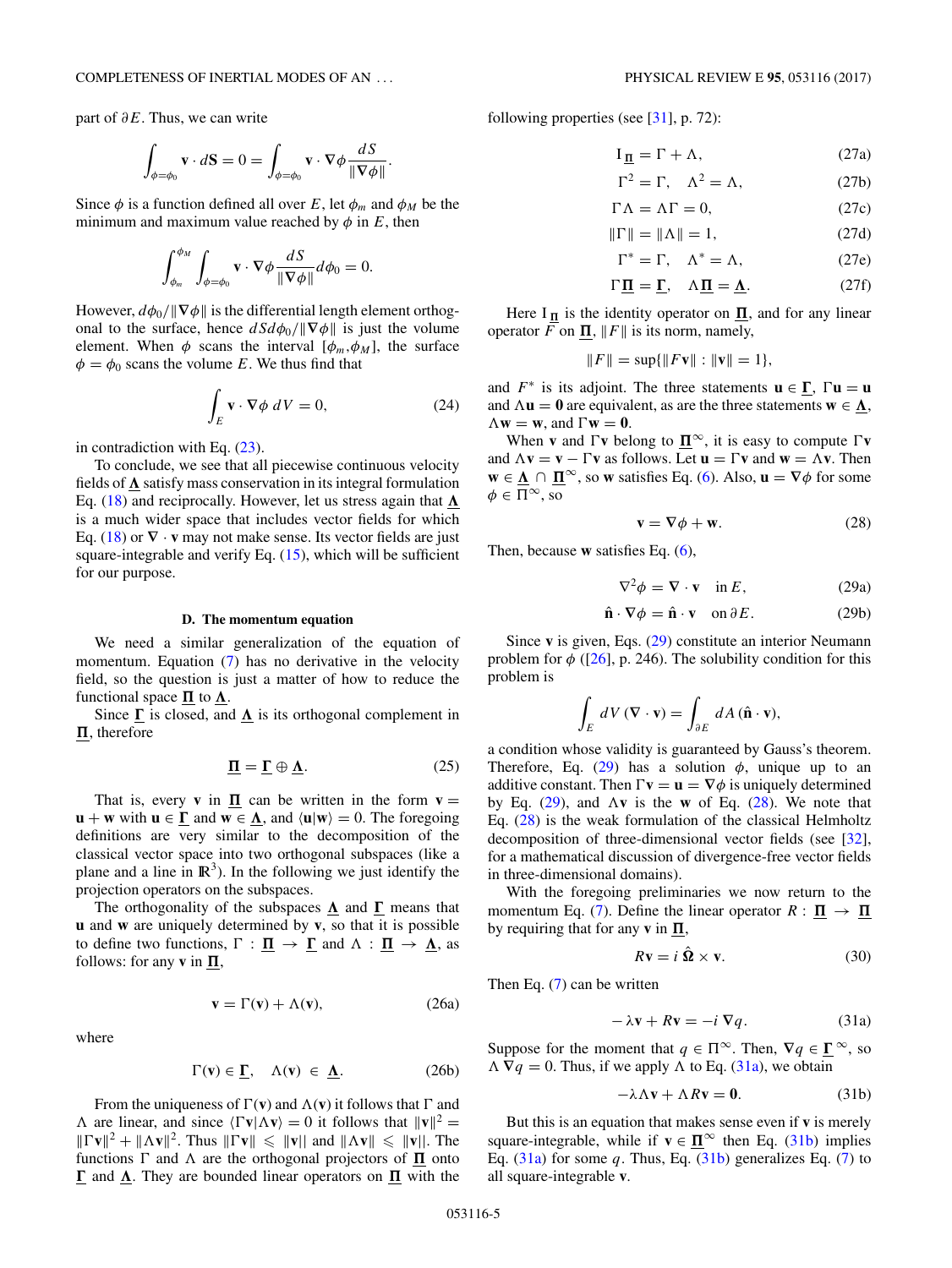part of $\partial E$. Thus, we can write

$$\int_{\phi=\phi_0} \mathbf{v}\cdot d\mathbf{S} = 0 = \int_{\phi=\phi_0} \mathbf{v}\cdot\nabla\phi \frac{dS}{\|\nabla\phi\|}.$$

Since $\phi$ is a function defined all over $E$, let $\phi_m$ and $\phi_M$ be the minimum and maximum value reached by $\phi$ in $E$, then

$$\int_{\phi_m}^{\phi_M}\int_{\phi=\phi_0} \mathbf{v}\cdot\nabla\phi \frac{dS}{\|\nabla\phi\|} d\phi_0 = 0.$$

However, $d\phi_0/\|\nabla\phi\|$ is the differential length element orthogonal to the surface, hence $dSd\phi_0/\|\nabla\phi\|$ is just the volume element. When $\phi$ scans the interval $[\phi_m,\phi_M]$, the surface $\phi = \phi_0$ scans the volume $E$. We thus find that

$$\int_E \mathbf{v}\cdot\nabla\phi \, dV = 0, \tag{24}$$

in contradiction with Eq. (23).

To conclude, we see that all piecewise continuous velocity fields of $\underline{\mathbf{\Lambda}}$ satisfy mass conservation in its integral formulation Eq. (18) and reciprocally. However, let us stress again that $\underline{\mathbf{\Lambda}}$ is a much wider space that includes vector fields for which Eq. (18) or $\nabla\cdot\mathbf{v}$ may not make sense. Its vector fields are just square-integrable and verify Eq. (15), which will be sufficient for our purpose.

### D. The momentum equation

We need a similar generalization of the equation of momentum. Equation (7) has no derivative in the velocity field, so the question is just a matter of how to reduce the functional space $\underline{\mathbf{\Pi}}$ to $\underline{\mathbf{\Lambda}}$.

Since $\underline{\mathbf{\Gamma}}$ is closed, and $\underline{\mathbf{\Lambda}}$ is its orthogonal complement in $\underline{\mathbf{\Pi}}$, therefore

$$\underline{\mathbf{\Pi}} = \underline{\mathbf{\Gamma}} \oplus \underline{\mathbf{\Lambda}}. \tag{25}$$

That is, every $\mathbf{v}$ in $\underline{\mathbf{\Pi}}$ can be written in the form $\mathbf{v} = \mathbf{u} + \mathbf{w}$ with $\mathbf{u}\in\underline{\mathbf{\Gamma}}$ and $\mathbf{w}\in\underline{\mathbf{\Lambda}}$, and $\langle\mathbf{u}|\mathbf{w}\rangle = 0$. The foregoing definitions are very similar to the decomposition of the classical vector space into two orthogonal subspaces (like a plane and a line in $\mathbb{R}^3$). In the following we just identify the projection operators on the subspaces.

The orthogonality of the subspaces $\underline{\mathbf{\Lambda}}$ and $\underline{\mathbf{\Gamma}}$ means that $\mathbf{u}$ and $\mathbf{w}$ are uniquely determined by $\mathbf{v}$, so that it is possible to define two functions, $\Gamma : \underline{\mathbf{\Pi}} \to \underline{\mathbf{\Gamma}}$ and $\Lambda : \underline{\mathbf{\Pi}} \to \underline{\mathbf{\Lambda}}$, as follows: for any $\mathbf{v}$ in $\underline{\mathbf{\Pi}}$,

$$\mathbf{v} = \Gamma(\mathbf{v}) + \Lambda(\mathbf{v}), \tag{26a}$$

where

$$\Gamma(\mathbf{v}) \in \underline{\mathbf{\Gamma}}, \quad \Lambda(\mathbf{v}) \in \underline{\mathbf{\Lambda}}. \tag{26b}$$

From the uniqueness of $\Gamma(\mathbf{v})$ and $\Lambda(\mathbf{v})$ it follows that $\Gamma$ and $\Lambda$ are linear, and since $\langle\Gamma\mathbf{v}|\Lambda\mathbf{v}\rangle = 0$ it follows that $\|\mathbf{v}\|^2 = \|\Gamma\mathbf{v}\|^2 + \|\Lambda\mathbf{v}\|^2$. Thus $\|\Gamma\mathbf{v}\| \leqslant \|\mathbf{v}\|$ and $\|\Lambda\mathbf{v}\| \leqslant \|\mathbf{v}\|$. The functions $\Gamma$ and $\Lambda$ are the orthogonal projectors of $\underline{\mathbf{\Pi}}$ onto $\underline{\mathbf{\Gamma}}$ and $\underline{\mathbf{\Lambda}}$. They are bounded linear operators on $\underline{\mathbf{\Pi}}$ with the following properties (see [31], p. 72):

$$I_{\underline{\mathbf{\Pi}}} = \Gamma + \Lambda, \tag{27a}$$

$$\Gamma^2 = \Gamma, \quad \Lambda^2 = \Lambda, \tag{27b}$$

$$\Gamma\Lambda = \Lambda\Gamma = 0, \tag{27c}$$

$$\|\Gamma\| = \|\Lambda\| = 1, \tag{27d}$$

$$\Gamma^* = \Gamma, \quad \Lambda^* = \Lambda, \tag{27e}$$

$$\Gamma\underline{\mathbf{\Pi}} = \underline{\mathbf{\Gamma}}, \quad \Lambda\underline{\mathbf{\Pi}} = \underline{\mathbf{\Lambda}}. \tag{27f}$$

Here $I_{\underline{\mathbf{\Pi}}}$ is the identity operator on $\underline{\mathbf{\Pi}}$, and for any linear operator $F$ on $\underline{\mathbf{\Pi}}$, $\|F\|$ is its norm, namely,

$$\|F\| = \sup\{\|F\mathbf{v}\| : \|\mathbf{v}\| = 1\},$$

and $F^*$ is its adjoint. The three statements $\mathbf{u}\in\underline{\mathbf{\Gamma}}$, $\Gamma\mathbf{u} = \mathbf{u}$ and $\Lambda\mathbf{u} = \mathbf{0}$ are equivalent, as are the three statements $\mathbf{w}\in\underline{\mathbf{\Lambda}}$, $\Lambda\mathbf{w} = \mathbf{w}$, and $\Gamma\mathbf{w} = \mathbf{0}$.

When $\mathbf{v}$ and $\Gamma\mathbf{v}$ belong to $\underline{\mathbf{\Pi}}^\infty$, it is easy to compute $\Gamma\mathbf{v}$ and $\Lambda\mathbf{v} = \mathbf{v} - \Gamma\mathbf{v}$ as follows. Let $\mathbf{u} = \Gamma\mathbf{v}$ and $\mathbf{w} = \Lambda\mathbf{v}$. Then $\mathbf{w}\in\underline{\mathbf{\Lambda}}\cap\underline{\mathbf{\Pi}}^\infty$, so $\mathbf{w}$ satisfies Eq. (6). Also, $\mathbf{u} = \nabla\phi$ for some $\phi\in\Pi^\infty$, so

$$\mathbf{v} = \nabla\phi + \mathbf{w}. \tag{28}$$

Then, because $\mathbf{w}$ satisfies Eq. (6),

$$\nabla^2\phi = \nabla\cdot\mathbf{v} \quad \text{in } E, \tag{29a}$$

$$\hat{\mathbf{n}}\cdot\nabla\phi = \hat{\mathbf{n}}\cdot\mathbf{v} \quad \text{on } \partial E. \tag{29b}$$

Since $\mathbf{v}$ is given, Eqs. (29) constitute an interior Neumann problem for $\phi$ ([26], p. 246). The solubility condition for this problem is

$$\int_E dV\,(\nabla\cdot\mathbf{v}) = \int_{\partial E} dA\,(\hat{\mathbf{n}}\cdot\mathbf{v}),$$

a condition whose validity is guaranteed by Gauss's theorem. Therefore, Eq. (29) has a solution $\phi$, unique up to an additive constant. Then $\Gamma\mathbf{v} = \mathbf{u} = \nabla\phi$ is uniquely determined by Eq. (29), and $\Lambda\mathbf{v}$ is the $\mathbf{w}$ of Eq. (28). We note that Eq. (28) is the weak formulation of the classical Helmholtz decomposition of three-dimensional vector fields (see [32], for a mathematical discussion of divergence-free vector fields in three-dimensional domains).

With the foregoing preliminaries we now return to the momentum Eq. (7). Define the linear operator $R : \underline{\mathbf{\Pi}} \to \underline{\mathbf{\Pi}}$ by requiring that for any $\mathbf{v}$ in $\underline{\mathbf{\Pi}}$,

$$R\mathbf{v} = i\,\hat{\mathbf{\Omega}}\times\mathbf{v}. \tag{30}$$

Then Eq. (7) can be written

$$-\lambda\mathbf{v} + R\mathbf{v} = -i\,\nabla q. \tag{31a}$$

Suppose for the moment that $q\in\Pi^\infty$. Then, $\nabla q\in\underline{\mathbf{\Gamma}}^\infty$, so $\Lambda\nabla q = 0$. Thus, if we apply $\Lambda$ to Eq. (31a), we obtain

$$-\lambda\Lambda\mathbf{v} + \Lambda R\mathbf{v} = \mathbf{0}. \tag{31b}$$

But this is an equation that makes sense even if $\mathbf{v}$ is merely square-integrable, while if $\mathbf{v}\in\underline{\mathbf{\Pi}}^\infty$ then Eq. (31b) implies Eq. (31a) for some $q$. Thus, Eq. (31b) generalizes Eq. (7) to all square-integrable $\mathbf{v}$.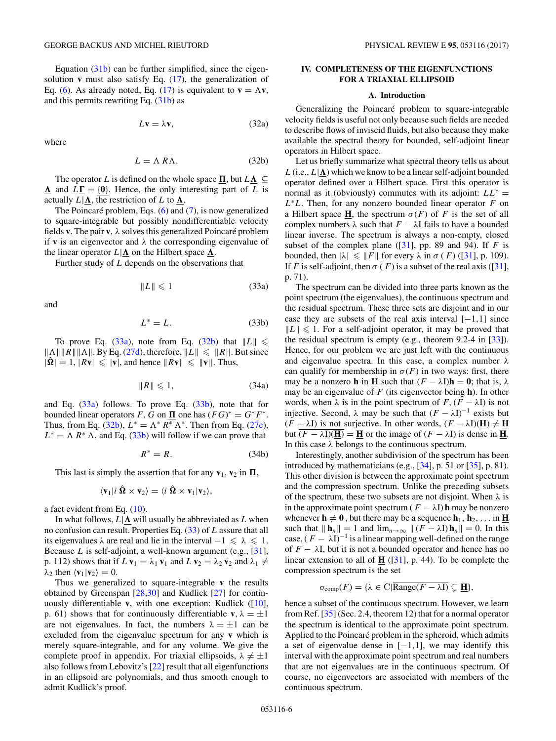Equation (31b) can be further simplified, since the eigensolution $\mathbf{v}$ must also satisfy Eq. (17), the generalization of Eq. (6). As already noted, Eq. (17) is equivalent to $\mathbf{v} = \Lambda\mathbf{v}$, and this permits rewriting Eq. (31b) as

$$L\mathbf{v} = \lambda\mathbf{v}, \tag{32a}$$

where

$$L = \Lambda\, R\Lambda. \tag{32b}$$

The operator $L$ is defined on the whole space $\underline{\mathbf{\Pi}}$, but $L\underline{\mathbf{\Lambda}} \subseteq \underline{\mathbf{\Lambda}}$ and $L\underline{\mathbf{\Gamma}} = \{\mathbf{0}\}$. Hence, the only interesting part of $L$ is actually $L|\underline{\mathbf{\Lambda}}$, the restriction of $L$ to $\underline{\mathbf{\Lambda}}$.

The Poincaré problem, Eqs. (6) and (7), is now generalized to square-integrable but possibly nondifferentiable velocity fields $\mathbf{v}$. The pair $\mathbf{v}$, $\lambda$ solves this generalized Poincaré problem if $\mathbf{v}$ is an eigenvector and $\lambda$ the corresponding eigenvalue of the linear operator $L|\underline{\mathbf{\Lambda}}$ on the Hilbert space $\underline{\mathbf{\Lambda}}$.

Further study of $L$ depends on the observations that

$$\|L\| \leqslant 1 \tag{33a}$$

and

$$L^* = L. \tag{33b}$$

To prove Eq. (33a), note from Eq. (32b) that $\|L\| \leqslant \|\Lambda\|\|R\|\|\Lambda\|$. By Eq. (27d), therefore, $\|L\| \leqslant \|R\|$. But since $|\hat{\mathbf{\Omega}}| = 1$, $|R\mathbf{v}| \leqslant |\mathbf{v}|$, and hence $\|R\mathbf{v}\| \leqslant \|\mathbf{v}\|$. Thus,

$$\|R\| \leqslant 1, \tag{34a}$$

and Eq. (33a) follows. To prove Eq. (33b), note that for bounded linear operators $F$, $G$ on $\underline{\mathbf{\Pi}}$ one has $(FG)^* = G^*F^*$. Thus, from Eq. (32b), $L^* = \Lambda^*\, R^*\, \Lambda^*$. Then from Eq. (27e), $L^* = \Lambda\, R^*\, \Lambda$, and Eq. (33b) will follow if we can prove that

$$R^* = R. \tag{34b}$$

This last is simply the assertion that for any $\mathbf{v}_1$, $\mathbf{v}_2$ in $\underline{\mathbf{\Pi}}$,

$$\langle \mathbf{v}_1 | i\,\hat{\mathbf{\Omega}} \times \mathbf{v}_2\rangle = \langle i\,\hat{\mathbf{\Omega}} \times \mathbf{v}_1 | \mathbf{v}_2\rangle,$$

a fact evident from Eq. (10).

In what follows, $L|\underline{\mathbf{\Lambda}}$ will usually be abbreviated as $L$ when no confusion can result. Properties Eq. (33) of $L$ assure that all its eigenvalues $\lambda$ are real and lie in the interval $-1 \leqslant \lambda \leqslant 1$. Because $L$ is self-adjoint, a well-known argument (e.g., [31], p. 112) shows that if $L\,\mathbf{v}_1 = \lambda_1\,\mathbf{v}_1$ and $L\,\mathbf{v}_2 = \lambda_2\,\mathbf{v}_2$ and $\lambda_1 \neq \lambda_2$ then $\langle \mathbf{v}_1 | \mathbf{v}_2\rangle = 0$.

Thus we generalized to square-integrable $\mathbf{v}$ the results obtained by Greenspan [28,30] and Kudlick [27] for continuously differentiable $\mathbf{v}$, with one exception: Kudlick ([10], p. 61) shows that for continuously differentiable $\mathbf{v}$, $\lambda = \pm 1$ are not eigenvalues. In fact, the numbers $\lambda = \pm 1$ can be excluded from the eigenvalue spectrum for any $\mathbf{v}$ which is merely square-integrable, and for any volume. We give the complete proof in appendix. For triaxial ellipsoids, $\lambda \neq \pm 1$ also follows from Lebovitz's [22] result that all eigenfunctions in an ellipsoid are polynomials, and thus smooth enough to admit Kudlick's proof.

## IV. COMPLETENESS OF THE EIGENFUNCTIONS FOR A TRIAXIAL ELLIPSOID

### A. Introduction

Generalizing the Poincaré problem to square-integrable velocity fields is useful not only because such fields are needed to describe flows of inviscid fluids, but also because they make available the spectral theory for bounded, self-adjoint linear operators in Hilbert space.

Let us briefly summarize what spectral theory tells us about $L$ (i.e., $L|\underline{\mathbf{\Lambda}}$) which we know to be a linear self-adjoint bounded operator defined over a Hilbert space. First this operator is normal as it (obviously) commutes with its adjoint: $LL^* = L^*L$. Then, for any nonzero bounded linear operator $F$ on a Hilbert space $\underline{\mathbf{H}}$, the spectrum $\sigma(F)$ of $F$ is the set of all complex numbers $\lambda$ such that $F - \lambda\mathrm{I}$ fails to have a bounded linear inverse. The spectrum is always a non-empty, closed subset of the complex plane ([31], pp. 89 and 94). If $F$ is bounded, then $|\lambda| \leqslant \|F\|$ for every $\lambda$ in $\sigma(\,F)$ ([31], p. 109). If $F$ is self-adjoint, then $\sigma(\,F)$ is a subset of the real axis ([31], p. 71).

The spectrum can be divided into three parts known as the point spectrum (the eigenvalues), the continuous spectrum and the residual spectrum. These three sets are disjoint and in our case they are subsets of the real axis interval $[-1,1]$ since $\|L\| \leqslant 1$. For a self-adjoint operator, it may be proved that the residual spectrum is empty (e.g., theorem 9.2-4 in [33]). Hence, for our problem we are just left with the continuous and eigenvalue spectra. In this case, a complex number $\lambda$ can qualify for membership in $\sigma(F)$ in two ways: first, there may be a nonzero $\mathbf{h}$ in $\underline{\mathbf{H}}$ such that $(F - \lambda\mathrm{I})\mathbf{h} = \mathbf{0}$; that is, $\lambda$ may be an eigenvalue of $F$ (its eigenvector being $\mathbf{h}$). In other words, when $\lambda$ is in the point spectrum of $F$, $(F - \lambda\mathrm{I})$ is not injective. Second, $\lambda$ may be such that $(F - \lambda\mathrm{I})^{-1}$ exists but $(F - \lambda\mathrm{I})$ is not surjective. In other words, $(F - \lambda\mathrm{I})(\underline{\mathbf{H}}) \neq \underline{\mathbf{H}}$ but $\overline{(F - \lambda\mathrm{I})(\underline{\mathbf{H}})} = \underline{\mathbf{H}}$ or the image of $(F - \lambda\mathrm{I})$ is dense in $\underline{\mathbf{H}}$. In this case $\lambda$ belongs to the continuous spectrum.

Interestingly, another subdivision of the spectrum has been introduced by mathematicians (e.g., [34], p. 51 or [35], p. 81). This other division is between the approximate point spectrum and the compression spectrum. Unlike the preceding subsets of the spectrum, these two subsets are not disjoint. When $\lambda$ is in the approximate point spectrum $(\,F - \lambda\mathrm{I})\,\mathbf{h}$ may be nonzero whenever $\mathbf{h} \neq \mathbf{0}$, but there may be a sequence $\mathbf{h}_1, \mathbf{h}_2, \ldots$ in $\underline{\mathbf{H}}$ such that $\|\,\mathbf{h}_n\| = 1$ and $\lim_{n\to\infty} \|\,(F - \lambda\mathrm{I})\,\mathbf{h}_n\| = 0$. In this case, $(\,F - \,\lambda\mathrm{I})^{-1}$ is a linear mapping well-defined on the range of $F - \lambda\mathrm{I}$, but it is not a bounded operator and hence has no linear extension to all of $\underline{\mathbf{H}}$ ([31], p. 44). To be complete the compression spectrum is the set

$$\sigma_{\mathrm{comp}}(F) = \{\lambda \in \mathbb{C} | \overline{\mathrm{Range}(F - \lambda\mathrm{I})} \subsetneq \underline{\mathbf{H}}\},$$

hence a subset of the continuous spectrum. However, we learn from Ref. [35] (Sec. 2.4, theorem 12) that for a normal operator the spectrum is identical to the approximate point spectrum. Applied to the Poincaré problem in the spheroid, which admits a set of eigenvalue dense in $[-1,1]$, we may identify this interval with the approximate point spectrum and real numbers that are not eigenvalues are in the continuous spectrum. Of course, no eigenvectors are associated with members of the continuous spectrum.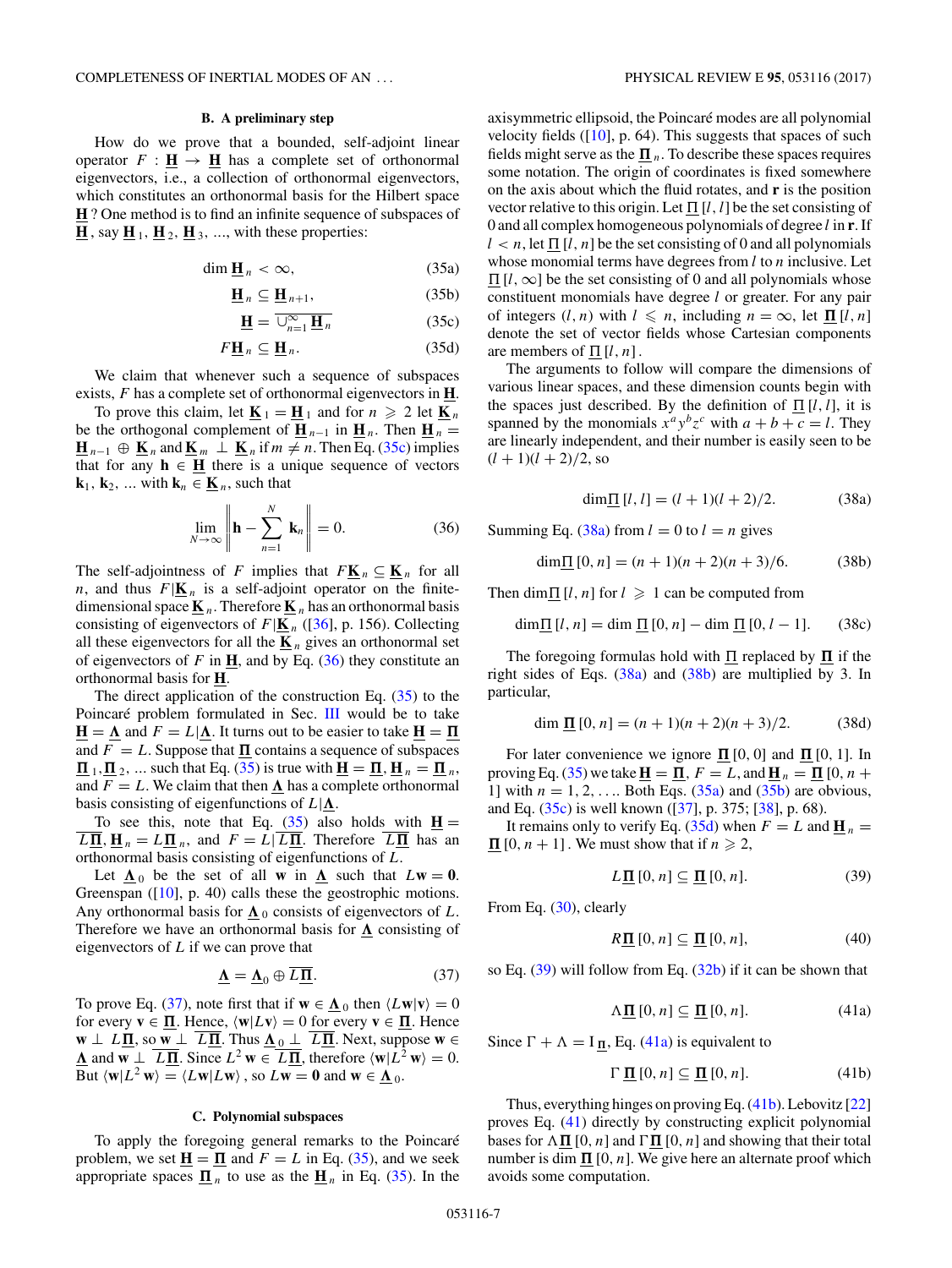### B. A preliminary step

How do we prove that a bounded, self-adjoint linear operator $F : \underline{\mathbf{H}} \to \underline{\mathbf{H}}$ has a complete set of orthonormal eigenvectors, i.e., a collection of orthonormal eigenvectors, which constitutes an orthonormal basis for the Hilbert space $\underline{\mathbf{H}}$? One method is to find an infinite sequence of subspaces of $\underline{\mathbf{H}}$, say $\underline{\mathbf{H}}_1$, $\underline{\mathbf{H}}_2$, $\underline{\mathbf{H}}_3$, ..., with these properties:

$$\dim \underline{\mathbf{H}}_n < \infty, \tag{35a}$$

$$\underline{\mathbf{H}}_n \subseteq \underline{\mathbf{H}}_{n+1}, \tag{35b}$$

$$\underline{\mathbf{H}} = \overline{\cup_{n=1}^{\infty} \underline{\mathbf{H}}_n} \tag{35c}$$

$$F\underline{\mathbf{H}}_n \subseteq \underline{\mathbf{H}}_n. \tag{35d}$$

We claim that whenever such a sequence of subspaces exists, $F$ has a complete set of orthonormal eigenvectors in $\underline{\mathbf{H}}$.

To prove this claim, let $\underline{\mathbf{K}}_1 = \underline{\mathbf{H}}_1$ and for $n \geqslant 2$ let $\underline{\mathbf{K}}_n$ be the orthogonal complement of $\underline{\mathbf{H}}_{n-1}$ in $\underline{\mathbf{H}}_n$. Then $\underline{\mathbf{H}}_n = \underline{\mathbf{H}}_{n-1} \oplus \underline{\mathbf{K}}_n$ and $\underline{\mathbf{K}}_m \perp \underline{\mathbf{K}}_n$ if $m \neq n$. Then Eq. (35c) implies that for any $\mathbf{h} \in \underline{\mathbf{H}}$ there is a unique sequence of vectors $\mathbf{k}_1, \mathbf{k}_2, \ldots$ with $\mathbf{k}_n \in \underline{\mathbf{K}}_n$, such that

$$\lim_{N\to\infty} \left\| \mathbf{h} - \sum_{n=1}^{N} \mathbf{k}_n \right\| = 0. \tag{36}$$

The self-adjointness of $F$ implies that $F\underline{\mathbf{K}}_n \subseteq \underline{\mathbf{K}}_n$ for all $n$, and thus $F|\underline{\mathbf{K}}_n$ is a self-adjoint operator on the finite-dimensional space $\underline{\mathbf{K}}_n$. Therefore $\underline{\mathbf{K}}_n$ has an orthonormal basis consisting of eigenvectors of $F|\underline{\mathbf{K}}_n$ ([36], p. 156). Collecting all these eigenvectors for all the $\underline{\mathbf{K}}_n$ gives an orthonormal set of eigenvectors of $F$ in $\underline{\mathbf{H}}$, and by Eq. (36) they constitute an orthonormal basis for $\underline{\mathbf{H}}$.

The direct application of the construction Eq. (35) to the Poincaré problem formulated in Sec. III would be to take $\underline{\mathbf{H}} = \underline{\mathbf{\Lambda}}$ and $F = L|\underline{\mathbf{\Lambda}}$. It turns out to be easier to take $\underline{\mathbf{H}} = \underline{\mathbf{\Pi}}$ and $F = L$. Suppose that $\underline{\mathbf{\Pi}}$ contains a sequence of subspaces $\underline{\mathbf{\Pi}}_1, \underline{\mathbf{\Pi}}_2, \ldots$ such that Eq. (35) is true with $\underline{\mathbf{H}} = \underline{\mathbf{\Pi}}$, $\underline{\mathbf{H}}_n = \underline{\mathbf{\Pi}}_n$, and $F = L$. We claim that then $\underline{\mathbf{\Lambda}}$ has a complete orthonormal basis consisting of eigenfunctions of $L|\underline{\mathbf{\Lambda}}$.

To see this, note that Eq. (35) also holds with $\underline{\mathbf{H}} = \overline{L\underline{\mathbf{\Pi}}}$, $\underline{\mathbf{H}}_n = L\underline{\mathbf{\Pi}}_n$, and $F = L|\overline{L\underline{\mathbf{\Pi}}}$. Therefore $\overline{L\underline{\mathbf{\Pi}}}$ has an orthonormal basis consisting of eigenfunctions of $L$.

Let $\underline{\mathbf{\Lambda}}_0$ be the set of all $\mathbf{w}$ in $\underline{\mathbf{\Lambda}}$ such that $L\mathbf{w} = \mathbf{0}$. Greenspan ([10], p. 40) calls these the geostrophic motions. Any orthonormal basis for $\underline{\mathbf{\Lambda}}_0$ consists of eigenvectors of $L$. Therefore we have an orthonormal basis for $\underline{\mathbf{\Lambda}}$ consisting of eigenvectors of $L$ if we can prove that

$$\underline{\mathbf{\Lambda}} = \underline{\mathbf{\Lambda}}_0 \oplus \overline{L\underline{\mathbf{\Pi}}}. \tag{37}$$

To prove Eq. (37), note first that if $\mathbf{w} \in \underline{\mathbf{\Lambda}}_0$ then $\langle L\mathbf{w}|\mathbf{v}\rangle = 0$ for every $\mathbf{v} \in \underline{\mathbf{\Pi}}$. Hence, $\langle \mathbf{w}|L\mathbf{v}\rangle = 0$ for every $\mathbf{v} \in \underline{\mathbf{\Pi}}$. Hence $\mathbf{w} \perp L\underline{\mathbf{\Pi}}$, so $\mathbf{w} \perp \overline{L\underline{\mathbf{\Pi}}}$. Thus $\underline{\mathbf{\Lambda}}_0 \perp \overline{L\underline{\mathbf{\Pi}}}$. Next, suppose $\mathbf{w} \in \underline{\mathbf{\Lambda}}$ and $\mathbf{w} \perp \overline{L\underline{\mathbf{\Pi}}}$. Since $L^2\mathbf{w} \in \overline{L\underline{\mathbf{\Pi}}}$, therefore $\langle \mathbf{w}|L^2\mathbf{w}\rangle = 0$. But $\langle \mathbf{w}|L^2\mathbf{w}\rangle = \langle L\mathbf{w}|L\mathbf{w}\rangle$, so $L\mathbf{w} = \mathbf{0}$ and $\mathbf{w} \in \underline{\mathbf{\Lambda}}_0$.

### C. Polynomial subspaces

To apply the foregoing general remarks to the Poincaré problem, we set $\underline{\mathbf{H}} = \underline{\mathbf{\Pi}}$ and $F = L$ in Eq. (35), and we seek appropriate spaces $\underline{\mathbf{\Pi}}_n$ to use as the $\underline{\mathbf{H}}_n$ in Eq. (35). In the axisymmetric ellipsoid, the Poincaré modes are all polynomial velocity fields ([10], p. 64). This suggests that spaces of such fields might serve as the $\underline{\mathbf{\Pi}}_n$. To describe these spaces requires some notation. The origin of coordinates is fixed somewhere on the axis about which the fluid rotates, and $\mathbf{r}$ is the position vector relative to this origin. Let $\underline{\Pi}[l,l]$ be the set consisting of 0 and all complex homogeneous polynomials of degree $l$ in $\mathbf{r}$. If $l < n$, let $\underline{\Pi}[l,n]$ be the set consisting of 0 and all polynomials whose monomial terms have degrees from $l$ to $n$ inclusive. Let $\underline{\Pi}[l,\infty]$ be the set consisting of 0 and all polynomials whose constituent monomials have degree $l$ or greater. For any pair of integers $(l,n)$ with $l \leqslant n$, including $n = \infty$, let $\underline{\mathbf{\Pi}}[l,n]$ denote the set of vector fields whose Cartesian components are members of $\underline{\Pi}[l,n]$.

The arguments to follow will compare the dimensions of various linear spaces, and these dimension counts begin with the spaces just described. By the definition of $\underline{\Pi}[l,l]$, it is spanned by the monomials $x^a y^b z^c$ with $a + b + c = l$. They are linearly independent, and their number is easily seen to be $(l+1)(l+2)/2$, so

$$\dim \underline{\Pi}[l,l] = (l+1)(l+2)/2. \tag{38a}$$

Summing Eq. (38a) from $l = 0$ to $l = n$ gives

$$\dim \underline{\Pi}[0,n] = (n+1)(n+2)(n+3)/6. \tag{38b}$$

Then $\dim \underline{\Pi}[l,n]$ for $l \geqslant 1$ can be computed from

$$\dim \underline{\Pi}[l,n] = \dim \underline{\Pi}[0,n] - \dim \underline{\Pi}[0,l-1]. \tag{38c}$$

The foregoing formulas hold with $\underline{\Pi}$ replaced by $\underline{\mathbf{\Pi}}$ if the right sides of Eqs. (38a) and (38b) are multiplied by 3. In particular,

$$\dim \underline{\mathbf{\Pi}}[0,n] = (n+1)(n+2)(n+3)/2. \tag{38d}$$

For later convenience we ignore $\underline{\mathbf{\Pi}}[0,0]$ and $\underline{\mathbf{\Pi}}[0,1]$. In proving Eq. (35) we take $\underline{\mathbf{H}} = \underline{\mathbf{\Pi}}$, $F = L$, and $\underline{\mathbf{H}}_n = \underline{\mathbf{\Pi}}[0, n+1]$ with $n = 1, 2, \ldots$. Both Eqs. (35a) and (35b) are obvious, and Eq. (35c) is well known ([37], p. 375; [38], p. 68).

It remains only to verify Eq. (35d) when $F = L$ and $\underline{\mathbf{H}}_n = \underline{\mathbf{\Pi}}[0, n+1]$. We must show that if $n \geqslant 2$,

$$L\underline{\mathbf{\Pi}}[0,n] \subseteq \underline{\mathbf{\Pi}}[0,n]. \tag{39}$$

From Eq. (30), clearly

$$R\underline{\mathbf{\Pi}}[0,n] \subseteq \underline{\mathbf{\Pi}}[0,n], \tag{40}$$

so Eq. (39) will follow from Eq. (32b) if it can be shown that

$$\Lambda\underline{\mathbf{\Pi}}[0,n] \subseteq \underline{\mathbf{\Pi}}[0,n]. \tag{41a}$$

Since $\Gamma + \Lambda = I_{\underline{\mathbf{\Pi}}}$, Eq. (41a) is equivalent to

$$\Gamma\underline{\mathbf{\Pi}}[0,n] \subseteq \underline{\mathbf{\Pi}}[0,n]. \tag{41b}$$

Thus, everything hinges on proving Eq. (41b). Lebovitz [22] proves Eq. (41) directly by constructing explicit polynomial bases for $\Lambda\underline{\mathbf{\Pi}}[0,n]$ and $\Gamma\underline{\mathbf{\Pi}}[0,n]$ and showing that their total number is $\dim \underline{\mathbf{\Pi}}[0,n]$. We give here an alternate proof which avoids some computation.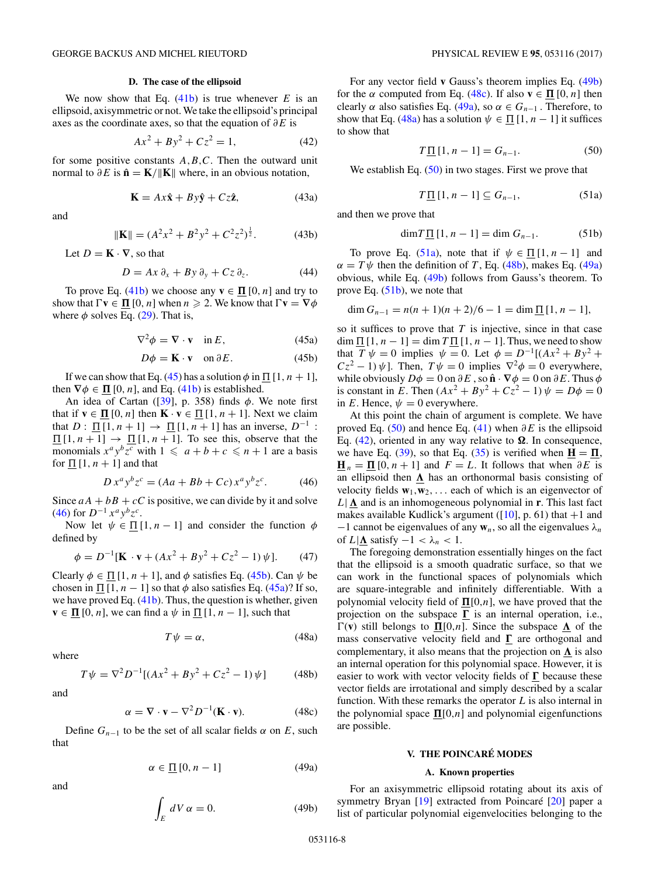### D. The case of the ellipsoid

We now show that Eq. (41b) is true whenever $E$ is an ellipsoid, axisymmetric or not. We take the ellipsoid's principal axes as the coordinate axes, so that the equation of $\partial E$ is

$$Ax^2 + By^2 + Cz^2 = 1, \tag{42}$$

for some positive constants $A,B,C$. Then the outward unit normal to $\partial E$ is $\hat{\mathbf{n}} = \mathbf{K}/\|\mathbf{K}\|$ where, in an obvious notation,

$$\mathbf{K} = Ax\hat{\mathbf{x}} + By\hat{\mathbf{y}} + Cz\hat{\mathbf{z}}, \tag{43a}$$

and

$$\|\mathbf{K}\| = (A^2x^2 + B^2y^2 + C^2z^2)^{\frac{1}{2}}. \tag{43b}$$

Let $D = \mathbf{K}\cdot\nabla$, so that

$$D = Ax\,\partial_x + By\,\partial_y + Cz\,\partial_z. \tag{44}$$

To prove Eq. (41b) we choose any $\mathbf{v} \in \underline{\mathbf{\Pi}}\,[0,n]$ and try to show that $\Gamma\mathbf{v} \in \underline{\mathbf{\Pi}}\,[0,n]$ when $n \geqslant 2$. We know that $\Gamma\mathbf{v} = \nabla\phi$ where $\phi$ solves Eq. (29). That is,

$$\nabla^2\phi = \nabla\cdot\mathbf{v} \quad \text{in } E, \tag{45a}$$

$$D\phi = \mathbf{K}\cdot\mathbf{v} \quad \text{on } \partial E. \tag{45b}$$

If we can show that Eq. (45) has a solution $\phi$ in $\underline{\Pi}\,[1,n+1]$, then $\nabla\phi \in \underline{\mathbf{\Pi}}\,[0,n]$, and Eq. (41b) is established.

An idea of Cartan ([39], p. 358) finds $\phi$. We note first that if $\mathbf{v} \in \underline{\mathbf{\Pi}}\,[0,n]$ then $\mathbf{K}\cdot\mathbf{v} \in \underline{\Pi}\,[1,n+1]$. Next we claim that $D : \underline{\Pi}\,[1,n+1] \to \underline{\Pi}\,[1,n+1]$ has an inverse, $D^{-1} : \underline{\Pi}\,[1,n+1] \to \underline{\Pi}\,[1,n+1]$. To see this, observe that the monomials $x^a y^b z^c$ with $1 \leqslant a+b+c \leqslant n+1$ are a basis for $\underline{\Pi}\,[1,n+1]$ and that

$$D\,x^a y^b z^c = (Aa + Bb + Cc)\,x^a y^b z^c. \tag{46}$$

Since $aA + bB + cC$ is positive, we can divide by it and solve (46) for $D^{-1}\,x^a y^b z^c$.

Now let $\psi \in \underline{\Pi}\,[1,n-1]$ and consider the function $\phi$ defined by

$$\phi = D^{-1}[\mathbf{K}\cdot\mathbf{v} + (Ax^2 + By^2 + Cz^2 - 1)\,\psi]. \tag{47}$$

Clearly $\phi \in \underline{\Pi}\,[1,n+1]$, and $\phi$ satisfies Eq. (45b). Can $\psi$ be chosen in $\underline{\Pi}\,[1,n-1]$ so that $\phi$ also satisfies Eq. (45a)? If so, we have proved Eq. (41b). Thus, the question is whether, given $\mathbf{v} \in \underline{\mathbf{\Pi}}\,[0,n]$, we can find a $\psi$ in $\underline{\Pi}\,[1,n-1]$, such that

$$T\psi = \alpha, \tag{48a}$$

where

$$T\psi = \nabla^2 D^{-1}[(Ax^2 + By^2 + Cz^2 - 1)\,\psi] \tag{48b}$$

and

$$\alpha = \nabla\cdot\mathbf{v} - \nabla^2 D^{-1}(\mathbf{K}\cdot\mathbf{v}). \tag{48c}$$

Define $G_{n-1}$ to be the set of all scalar fields $\alpha$ on $E$, such that

$$\alpha \in \underline{\Pi}\,[0,n-1] \tag{49a}$$

and

$$\int_E dV\,\alpha = 0. \tag{49b}$$

For any vector field $\mathbf{v}$ Gauss's theorem implies Eq. (49b) for the $\alpha$ computed from Eq. (48c). If also $\mathbf{v} \in \underline{\mathbf{\Pi}}\,[0,n]$ then clearly $\alpha$ also satisfies Eq. (49a), so $\alpha \in G_{n-1}$. Therefore, to show that Eq. (48a) has a solution $\psi \in \underline{\Pi}\,[1,n-1]$ it suffices to show that

$$T\,\underline{\Pi}\,[1,n-1] = G_{n-1}. \tag{50}$$

We establish Eq. (50) in two stages. First we prove that

$$T\,\underline{\Pi}\,[1,n-1] \subseteq G_{n-1}, \tag{51a}$$

and then we prove that

$$\dim T\,\underline{\Pi}\,[1,n-1] = \dim G_{n-1}. \tag{51b}$$

To prove Eq. (51a), note that if $\psi \in \underline{\Pi}\,[1,n-1]$ and $\alpha = T\psi$ then the definition of $T$, Eq. (48b), makes Eq. (49a) obvious, while Eq. (49b) follows from Gauss's theorem. To prove Eq. (51b), we note that

$$\dim G_{n-1} = n(n+1)(n+2)/6 - 1 = \dim \underline{\Pi}\,[1,n-1],$$

so it suffices to prove that $T$ is injective, since in that case $\dim \underline{\Pi}\,[1,n-1] = \dim T\,\underline{\Pi}\,[1,n-1]$. Thus, we need to show that $T\,\psi = 0$ implies $\psi = 0$. Let $\phi = D^{-1}[(Ax^2 + By^2 + Cz^2 - 1)\,\psi]$. Then, $T\,\psi = 0$ implies $\nabla^2\phi = 0$ everywhere, while obviously $D\phi = 0$ on $\partial E$, so $\hat{\mathbf{n}}\cdot\nabla\phi = 0$ on $\partial E$. Thus $\phi$ is constant in $E$. Then $(Ax^2 + By^2 + Cz^2 - 1)\,\psi = D\phi = 0$ in $E$. Hence, $\psi = 0$ everywhere.

At this point the chain of argument is complete. We have proved Eq. (50) and hence Eq. (41) when $\partial E$ is the ellipsoid Eq. (42), oriented in any way relative to $\mathbf{\Omega}$. In consequence, we have Eq. (39), so that Eq. (35) is verified when $\underline{\mathbf{H}} = \underline{\mathbf{\Pi}}$, $\underline{\mathbf{H}}_n = \underline{\mathbf{\Pi}}\,[0,n+1]$ and $F = L$. It follows that when $\partial E$ is an ellipsoid then $\underline{\mathbf{\Lambda}}$ has an orthonormal basis consisting of velocity fields $\mathbf{w}_1,\mathbf{w}_2,\ldots$ each of which is an eigenvector of $L|\,\underline{\mathbf{\Lambda}}$ and is an inhomogeneous polynomial in $\mathbf{r}$. This last fact makes available Kudlick's argument ([10], p. 61) that $+1$ and $-1$ cannot be eigenvalues of any $\mathbf{w}_n$, so all the eigenvalues $\lambda_n$ of $L|\,\underline{\mathbf{\Lambda}}$ satisfy $-1 < \lambda_n < 1$.

The foregoing demonstration essentially hinges on the fact that the ellipsoid is a smooth quadratic surface, so that we can work in the functional spaces of polynomials which are square-integrable and infinitely differentiable. With a polynomial velocity field of $\underline{\mathbf{\Pi}}[0,n]$, we have proved that the projection on the subspace $\underline{\mathbf{\Gamma}}$ is an internal operation, i.e., $\Gamma(\mathbf{v})$ still belongs to $\underline{\mathbf{\Pi}}[0,n]$. Since the subspace $\underline{\mathbf{\Lambda}}$ of the mass conservative velocity field and $\underline{\mathbf{\Gamma}}$ are orthogonal and complementary, it also means that the projection on $\underline{\mathbf{\Lambda}}$ is also an internal operation for this polynomial space. However, it is easier to work with vector velocity fields of $\underline{\mathbf{\Gamma}}$ because these vector fields are irrotational and simply described by a scalar function. With these remarks the operator $L$ is also internal in the polynomial space $\underline{\mathbf{\Pi}}[0,n]$ and polynomial eigenfunctions are possible.

## V. THE POINCARÉ MODES

### A. Known properties

For an axisymmetric ellipsoid rotating about its axis of symmetry Bryan [19] extracted from Poincaré [20] paper a list of particular polynomial eigenvelocities belonging to the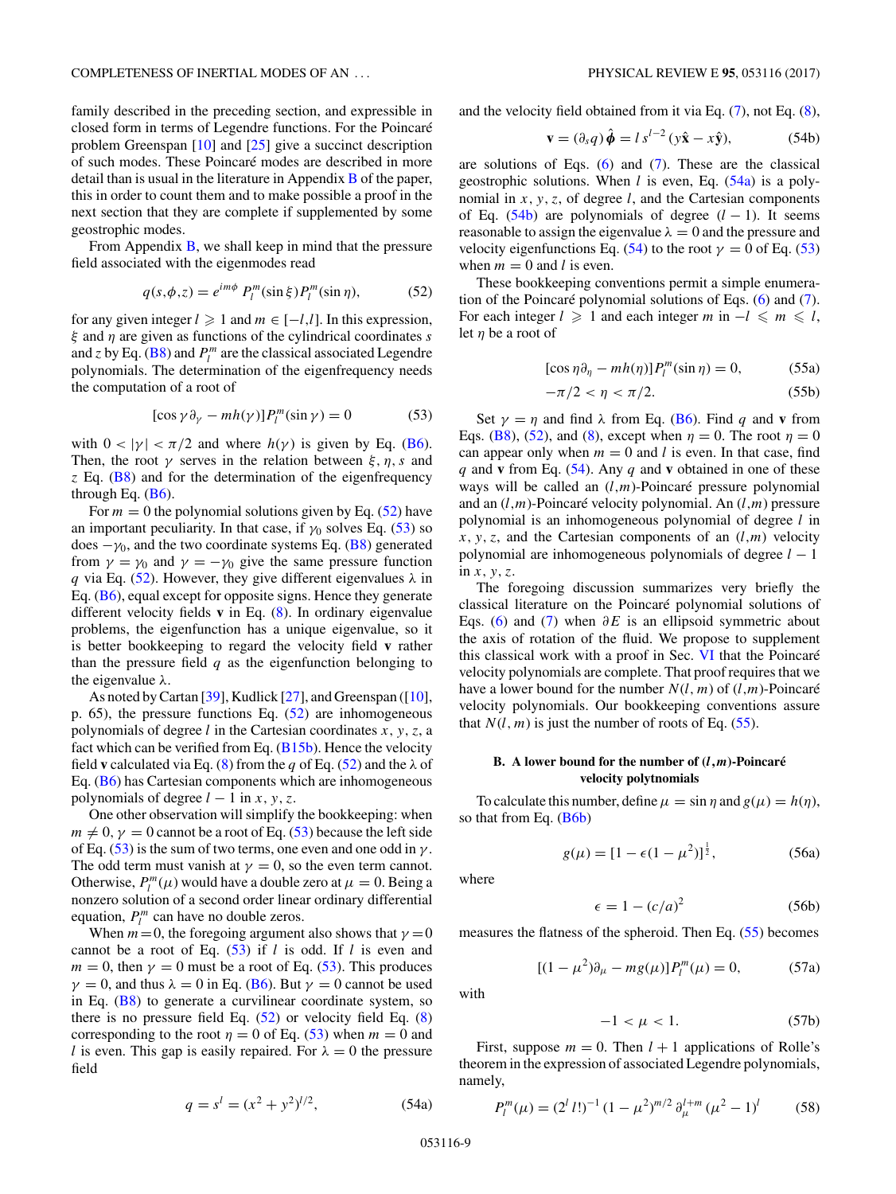family described in the preceding section, and expressible in closed form in terms of Legendre functions. For the Poincaré problem Greenspan [10] and [25] give a succinct description of such modes. These Poincaré modes are described in more detail than is usual in the literature in Appendix B of the paper, this in order to count them and to make possible a proof in the next section that they are complete if supplemented by some geostrophic modes.

From Appendix B, we shall keep in mind that the pressure field associated with the eigenmodes read

$$q(s,\phi,z) = e^{im\phi}\, P_l^m(\sin\xi) P_l^m(\sin\eta), \tag{52}$$

for any given integer $l \geqslant 1$ and $m \in [-l,l]$. In this expression, $\xi$ and $\eta$ are given as functions of the cylindrical coordinates $s$ and $z$ by Eq. (B8) and $P_l^m$ are the classical associated Legendre polynomials. The determination of the eigenfrequency needs the computation of a root of

$$[\cos\gamma\,\partial_\gamma - m h(\gamma)] P_l^m(\sin\gamma) = 0 \tag{53}$$

with $0 < |\gamma| < \pi/2$ and where $h(\gamma)$ is given by Eq. (B6). Then, the root $\gamma$ serves in the relation between $\xi, \eta, s$ and $z$ Eq. (B8) and for the determination of the eigenfrequency through Eq. (B6).

For $m = 0$ the polynomial solutions given by Eq. (52) have an important peculiarity. In that case, if $\gamma_0$ solves Eq. (53) so does $-\gamma_0$, and the two coordinate systems Eq. (B8) generated from $\gamma = \gamma_0$ and $\gamma = -\gamma_0$ give the same pressure function $q$ via Eq. (52). However, they give different eigenvalues $\lambda$ in Eq. (B6), equal except for opposite signs. Hence they generate different velocity fields $\mathbf{v}$ in Eq. (8). In ordinary eigenvalue problems, the eigenfunction has a unique eigenvalue, so it is better bookkeeping to regard the velocity field $\mathbf{v}$ rather than the pressure field $q$ as the eigenfunction belonging to the eigenvalue $\lambda$.

As noted by Cartan [39], Kudlick [27], and Greenspan ([10], p. 65), the pressure functions Eq. (52) are inhomogeneous polynomials of degree $l$ in the Cartesian coordinates $x, y, z$, a fact which can be verified from Eq. (B15b). Hence the velocity field $\mathbf{v}$ calculated via Eq. (8) from the $q$ of Eq. (52) and the $\lambda$ of Eq. (B6) has Cartesian components which are inhomogeneous polynomials of degree $l-1$ in $x, y, z$.

One other observation will simplify the bookkeeping: when $m \neq 0$, $\gamma = 0$ cannot be a root of Eq. (53) because the left side of Eq. (53) is the sum of two terms, one even and one odd in $\gamma$. The odd term must vanish at $\gamma = 0$, so the even term cannot. Otherwise, $P_l^m(\mu)$ would have a double zero at $\mu = 0$. Being a nonzero solution of a second order linear ordinary differential equation, $P_l^m$ can have no double zeros.

When $m = 0$, the foregoing argument also shows that $\gamma = 0$ cannot be a root of Eq. (53) if $l$ is odd. If $l$ is even and $m = 0$, then $\gamma = 0$ must be a root of Eq. (53). This produces $\gamma = 0$, and thus $\lambda = 0$ in Eq. (B6). But $\gamma = 0$ cannot be used in Eq. (B8) to generate a curvilinear coordinate system, so there is no pressure field Eq. (52) or velocity field Eq. (8) corresponding to the root $\eta = 0$ of Eq. (53) when $m = 0$ and $l$ is even. This gap is easily repaired. For $\lambda = 0$ the pressure field

$$q = s^l = (x^2 + y^2)^{l/2}, \tag{54a}$$

and the velocity field obtained from it via Eq. (7), not Eq. (8),

$$\mathbf{v} = (\partial_s q)\,\hat{\boldsymbol{\phi}} = l\, s^{l-2}\,(y\hat{\mathbf{x}} - x\hat{\mathbf{y}}), \tag{54b}$$

are solutions of Eqs. (6) and (7). These are the classical geostrophic solutions. When $l$ is even, Eq. (54a) is a polynomial in $x, y, z$, of degree $l$, and the Cartesian components of Eq. (54b) are polynomials of degree $(l-1)$. It seems reasonable to assign the eigenvalue $\lambda = 0$ and the pressure and velocity eigenfunctions Eq. (54) to the root $\gamma = 0$ of Eq. (53) when $m = 0$ and $l$ is even.

These bookkeeping conventions permit a simple enumeration of the Poincaré polynomial solutions of Eqs. (6) and (7). For each integer $l \geqslant 1$ and each integer $m$ in $-l \leqslant m \leqslant l$, let $\eta$ be a root of

$$[\cos\eta\,\partial_\eta - m h(\eta)] P_l^m(\sin\eta) = 0, \tag{55a}$$

$$-\pi/2 < \eta < \pi/2. \tag{55b}$$

Set $\gamma = \eta$ and find $\lambda$ from Eq. (B6). Find $q$ and $\mathbf{v}$ from Eqs. (B8), (52), and (8), except when $\eta = 0$. The root $\eta = 0$ can appear only when $m = 0$ and $l$ is even. In that case, find $q$ and $\mathbf{v}$ from Eq. (54). Any $q$ and $\mathbf{v}$ obtained in one of these ways will be called an $(l,m)$-Poincaré pressure polynomial and an $(l,m)$-Poincaré velocity polynomial. An $(l,m)$ pressure polynomial is an inhomogeneous polynomial of degree $l$ in $x, y, z$, and the Cartesian components of an $(l,m)$ velocity polynomial are inhomogeneous polynomials of degree $l-1$ in $x, y, z$.

The foregoing discussion summarizes very briefly the classical literature on the Poincaré polynomial solutions of Eqs. (6) and (7) when $\partial E$ is an ellipsoid symmetric about the axis of rotation of the fluid. We propose to supplement this classical work with a proof in Sec. VI that the Poincaré velocity polynomials are complete. That proof requires that we have a lower bound for the number $N(l,m)$ of $(l,m)$-Poincaré velocity polynomials. Our bookkeeping conventions assure that $N(l,m)$ is just the number of roots of Eq. (55).

### B. A lower bound for the number of $(l,m)$-Poincaré velocity polytnomials

To calculate this number, define $\mu = \sin\eta$ and $g(\mu) = h(\eta)$, so that from Eq. (B6b)

$$g(\mu) = [1 - \epsilon(1-\mu^2)]^{\frac{1}{2}}, \tag{56a}$$

where

$$\epsilon = 1 - (c/a)^2 \tag{56b}$$

measures the flatness of the spheroid. Then Eq. (55) becomes

$$[(1-\mu^2)\partial_\mu - m g(\mu)] P_l^m(\mu) = 0, \tag{57a}$$

with

$$-1 < \mu < 1. \tag{57b}$$

First, suppose $m = 0$. Then $l+1$ applications of Rolle's theorem in the expression of associated Legendre polynomials, namely,

$$P_l^m(\mu) = (2^l\, l!)^{-1}\,(1-\mu^2)^{m/2}\,\partial_\mu^{l+m}\,(\mu^2 - 1)^l \tag{58}$$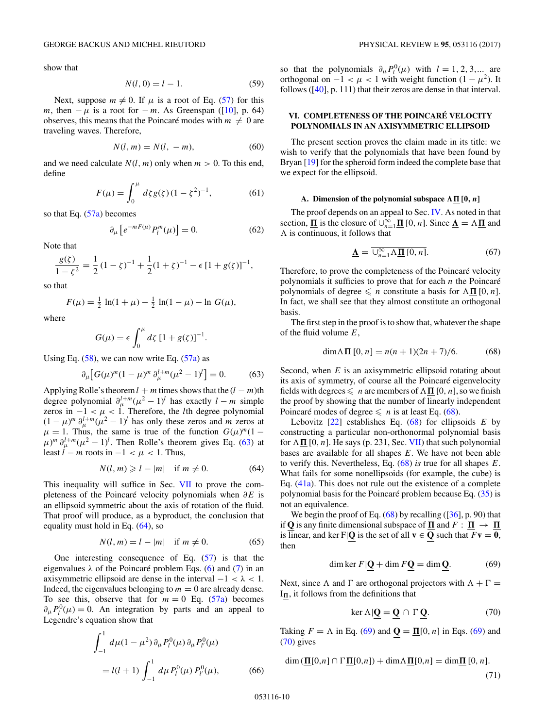show that

$$N(l,0) = l - 1. \tag{59}$$

Next, suppose $m \neq 0$. If $\mu$ is a root of Eq. (57) for this $m$, then $-\mu$ is a root for $-m$. As Greenspan ([10], p. 64) observes, this means that the Poincaré modes with $m \neq 0$ are traveling waves. Therefore,

$$N(l,m) = N(l,\,-m), \tag{60}$$

and we need calculate $N(l,m)$ only when $m > 0$. To this end, define

$$F(\mu) = \int_0^{\mu} d\zeta\, g(\zeta)\,(1-\zeta^2)^{-1}, \tag{61}$$

so that Eq. (57a) becomes

$$\partial_\mu \left[ e^{-mF(\mu)} P_l^m(\mu) \right] = 0. \tag{62}$$

Note that

$$\frac{g(\zeta)}{1-\zeta^2} = \frac{1}{2}(1-\zeta)^{-1} + \frac{1}{2}(1+\zeta)^{-1} - \epsilon\,[1+g(\zeta)]^{-1},$$

so that

$$F(\mu) = \tfrac{1}{2}\ln(1+\mu) - \tfrac{1}{2}\ln(1-\mu) - \ln G(\mu),$$

where

$$G(\mu) = \epsilon \int_0^{\mu} d\zeta\,[1+g(\zeta)]^{-1}.$$

Using Eq. (58), we can now write Eq. (57a) as

$$\partial_\mu \left[ G(\mu)^m (1-\mu)^m\, \partial_\mu^{l+m} (\mu^2-1)^l \right] = 0. \tag{63}$$

Applying Rolle's theorem $l+m$ times shows that the $(l-m)$th degree polynomial $\partial_\mu^{l+m}(\mu^2-1)^l$ has exactly $l-m$ simple zeros in $-1 < \mu < 1$. Therefore, the $l$th degree polynomial $(1-\mu)^m\,\partial_\mu^{l+m}(\mu^2-1)^l$ has only these zeros and $m$ zeros at $\mu = 1$. Thus, the same is true of the function $G(\mu)^m(1-\mu)^m\,\partial_\mu^{l+m}(\mu^2-1)^l$. Then Rolle's theorem gives Eq. (63) at least $l-m$ roots in $-1<\mu<1$. Thus,

$$N(l,m) \geqslant l - |m| \quad \text{if } m \neq 0. \tag{64}$$

This inequality will suffice in Sec. VII to prove the completeness of the Poincaré velocity polynomials when $\partial E$ is an ellipsoid symmetric about the axis of rotation of the fluid. That proof will produce, as a byproduct, the conclusion that equality must hold in Eq. (64), so

$$N(l,m) = l - |m| \quad \text{if } m \neq 0. \tag{65}$$

One interesting consequence of Eq. (57) is that the eigenvalues $\lambda$ of the Poincaré problem Eqs. (6) and (7) in an axisymmetric ellipsoid are dense in the interval $-1<\lambda<1$. Indeed, the eigenvalues belonging to $m=0$ are already dense. To see this, observe that for $m=0$ Eq. (57a) becomes $\partial_\mu P_l^0(\mu) = 0$. An integration by parts and an appeal to Legendre's equation show that

$$\int_{-1}^{1} d\mu (1-\mu^2)\,\partial_\mu P_l^0(\mu)\,\partial_\mu P_{l'}^0(\mu) = l(l+1)\int_{-1}^{1} d\mu\, P_l^0(\mu)\,P_{l'}^0(\mu), \tag{66}$$

so that the polynomials $\partial_\mu P_l^0(\mu)$ with $l = 1,2,3,\ldots$ are orthogonal on $-1<\mu<1$ with weight function $(1-\mu^2)$. It follows ([40], p. 111) that their zeros are dense in that interval.

## VI. COMPLETENESS OF THE POINCARÉ VELOCITY POLYNOMIALS IN AN AXISYMMETRIC ELLIPSOID

The present section proves the claim made in its title: we wish to verify that the polynomials that have been found by Bryan [19] for the spheroid form indeed the complete base that we expect for the ellipsoid.

### A. Dimension of the polynomial subspace $\Lambda\underline{\Pi}\,[0,n]$

The proof depends on an appeal to Sec. IV. As noted in that section, $\underline{\Pi}$ is the closure of $\cup_{n=1}^{\infty}\underline{\Pi}\,[0,n]$. Since $\underline{\Lambda} = \Lambda\underline{\Pi}$ and $\Lambda$ is continuous, it follows that

$$\underline{\Lambda} = \overline{\cup_{n=1}^{\infty}\Lambda\underline{\Pi}\,[0,n]}. \tag{67}$$

Therefore, to prove the completeness of the Poincaré velocity polynomials it suffices to prove that for each $n$ the Poincaré polynomials of degree $\leqslant n$ constitute a basis for $\Lambda\underline{\Pi}\,[0,n]$. In fact, we shall see that they almost constitute an orthogonal basis.

The first step in the proof is to show that, whatever the shape of the fluid volume $E$,

$$\dim\Lambda\underline{\Pi}\,[0,n] = n(n+1)(2n+7)/6. \tag{68}$$

Second, when $E$ is an axisymmetric ellipsoid rotating about its axis of symmetry, of course all the Poincaré eigenvelocity fields with degrees $\leqslant n$ are members of $\Lambda\underline{\Pi}\,[0,n]$, so we finish the proof by showing that the number of linearly independent Poincaré modes of degree $\leqslant n$ is at least Eq. (68).

Lebovitz [22] establishes Eq. (68) for ellipsoids $E$ by constructing a particular non-orthonormal polynomial basis for $\Lambda\underline{\Pi}\,[0,n]$. He says (p. 231, Sec. VII) that such polynomial bases are available for all shapes $E$. We have not been able to verify this. Nevertheless, Eq. (68) *is* true for all shapes $E$. What fails for some nonellipsoids (for example, the cube) is Eq. (41a). This does not rule out the existence of a complete polynomial basis for the Poincaré problem because Eq. (35) is not an equivalence.

We begin the proof of Eq. (68) by recalling ([36], p. 90) that if $\underline{\mathbf{Q}}$ is any finite dimensional subspace of $\underline{\Pi}$ and $F : \underline{\Pi} \to \underline{\Pi}$ is linear, and $\ker F|\underline{\mathbf{Q}}$ is the set of all $\mathbf{v} \in \underline{\mathbf{Q}}$ such that $F\mathbf{v} = \mathbf{0}$, then

$$\dim\ker F|\underline{\mathbf{Q}} + \dim F\underline{\mathbf{Q}} = \dim\underline{\mathbf{Q}}. \tag{69}$$

Next, since $\Lambda$ and $\Gamma$ are orthogonal projectors with $\Lambda + \Gamma = I_{\underline{\Pi}}$, it follows from the definitions that

$$\ker\Lambda|\underline{\mathbf{Q}} = \underline{\mathbf{Q}} \cap \Gamma\,\underline{\mathbf{Q}}. \tag{70}$$

Taking $F = \Lambda$ in Eq. (69) and $\underline{\mathbf{Q}} = \underline{\Pi}[0,n]$ in Eqs. (69) and (70) gives

$$\dim(\underline{\Pi}[0,n] \cap \Gamma\,\underline{\Pi}[0,n]) + \dim\Lambda\underline{\Pi}[0,n] = \dim\underline{\Pi}\,[0,n]. \tag{71}$$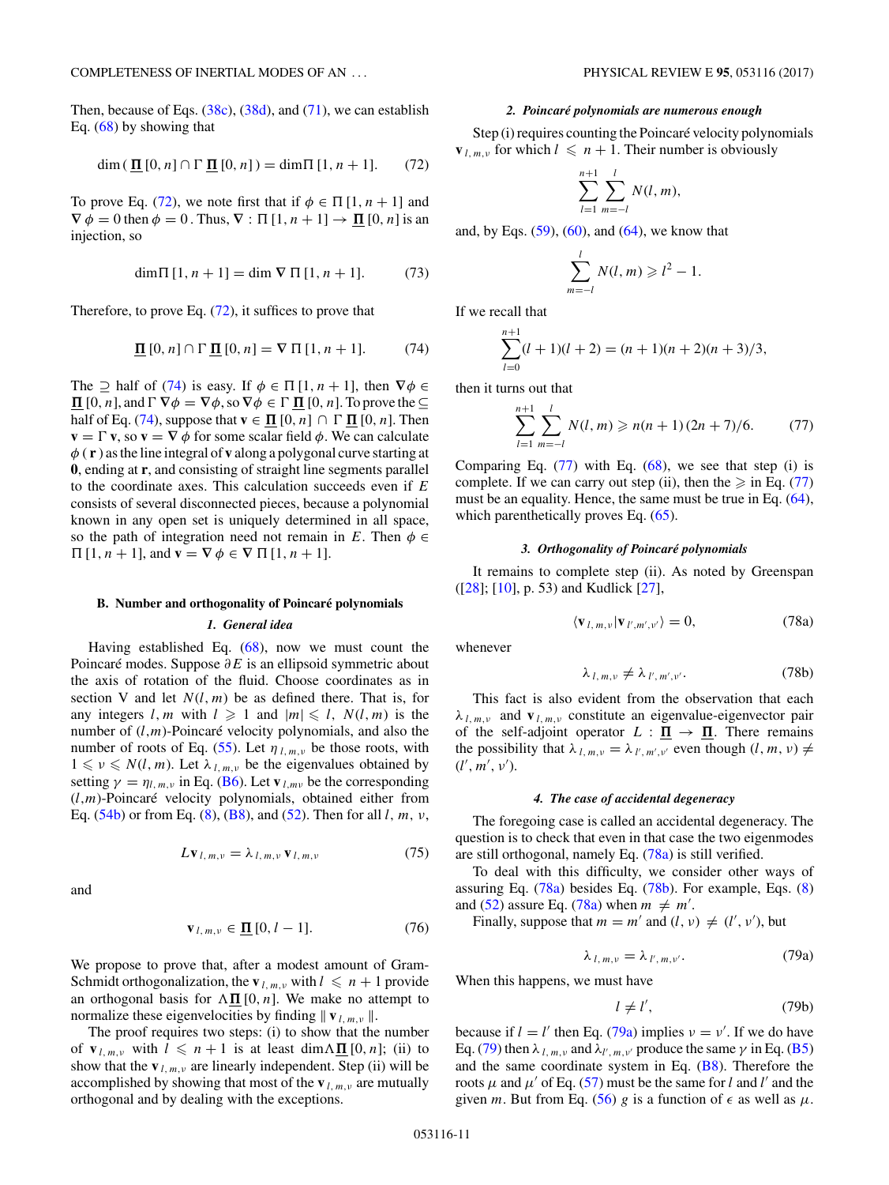Then, because of Eqs. (38c), (38d), and (71), we can establish Eq. (68) by showing that

$$\dim(\,\underline{\mathbf{\Pi}}\,[0,n] \cap \Gamma\,\underline{\mathbf{\Pi}}\,[0,n]\,) = \dim\Pi\,[1,n+1]. \tag{72}$$

To prove Eq. (72), we note first that if $\phi \in \Pi\,[1,n+1]$ and $\nabla\,\phi = 0$ then $\phi = 0$. Thus, $\nabla : \Pi\,[1,n+1] \to \underline{\mathbf{\Pi}}\,[0,n]$ is an injection, so

$$\dim\Pi\,[1,n+1] = \dim\,\nabla\,\Pi\,[1,n+1]. \tag{73}$$

Therefore, to prove Eq. (72), it suffices to prove that

$$\underline{\mathbf{\Pi}}\,[0,n] \cap \Gamma\,\underline{\mathbf{\Pi}}\,[0,n] = \nabla\,\Pi\,[1,n+1]. \tag{74}$$

The $\supseteq$ half of (74) is easy. If $\phi \in \Pi\,[1,n+1]$, then $\nabla\phi \in \underline{\mathbf{\Pi}}\,[0,n]$, and $\Gamma\,\nabla\phi = \nabla\phi$, so $\nabla\phi \in \Gamma\,\underline{\mathbf{\Pi}}\,[0,n]$. To prove the $\subseteq$ half of Eq. (74), suppose that $\mathbf{v} \in \underline{\mathbf{\Pi}}\,[0,n] \cap \Gamma\,\underline{\mathbf{\Pi}}\,[0,n]$. Then $\mathbf{v} = \Gamma\,\mathbf{v}$, so $\mathbf{v} = \nabla\,\phi$ for some scalar field $\phi$. We can calculate $\phi\,(\,\mathbf{r}\,)$ as the line integral of $\mathbf{v}$ along a polygonal curve starting at $\mathbf{0}$, ending at $\mathbf{r}$, and consisting of straight line segments parallel to the coordinate axes. This calculation succeeds even if $E$ consists of several disconnected pieces, because a polynomial known in any open set is uniquely determined in all space, so the path of integration need not remain in $E$. Then $\phi \in \Pi\,[1,n+1]$, and $\mathbf{v} = \nabla\,\phi \in \nabla\,\Pi\,[1,n+1]$.

### B. Number and orthogonality of Poincaré polynomials

#### 1. General idea

Having established Eq. (68), now we must count the Poincaré modes. Suppose $\partial E$ is an ellipsoid symmetric about the axis of rotation of the fluid. Choose coordinates as in section V and let $N(l,m)$ be as defined there. That is, for any integers $l,m$ with $l \geqslant 1$ and $|m| \leqslant l$, $N(l,m)$ is the number of $(l,m)$-Poincaré velocity polynomials, and also the number of roots of Eq. (55). Let $\eta_{\,l,m,\nu}$ be those roots, with $1 \leqslant \nu \leqslant N(l,m)$. Let $\lambda_{\,l,m,\nu}$ be the eigenvalues obtained by setting $\gamma = \eta_{l,m,\nu}$ in Eq. (B6). Let $\mathbf{v}_{\,l,m\nu}$ be the corresponding $(l,m)$-Poincaré velocity polynomials, obtained either from Eq. (54b) or from Eq. (8), (B8), and (52). Then for all $l$, $m$, $\nu$,

$$L\mathbf{v}_{\,l,m,\nu} = \lambda_{\,l,m,\nu}\,\mathbf{v}_{\,l,m,\nu} \tag{75}$$

and

$$\mathbf{v}_{\,l,m,\nu} \in \underline{\mathbf{\Pi}}\,[0,l-1]. \tag{76}$$

We propose to prove that, after a modest amount of Gram-Schmidt orthogonalization, the $\mathbf{v}_{\,l,m,\nu}$ with $l \leqslant n+1$ provide an orthogonal basis for $\Lambda\underline{\mathbf{\Pi}}\,[0,n]$. We make no attempt to normalize these eigenvelocities by finding $\|\,\mathbf{v}_{\,l,m,\nu}\,\|$.

The proof requires two steps: (i) to show that the number of $\mathbf{v}_{\,l,m,\nu}$ with $l \leqslant n+1$ is at least $\dim\Lambda\underline{\mathbf{\Pi}}\,[0,n]$; (ii) to show that the $\mathbf{v}_{\,l,m,\nu}$ are linearly independent. Step (ii) will be accomplished by showing that most of the $\mathbf{v}_{\,l,m,\nu}$ are mutually orthogonal and by dealing with the exceptions.

#### 2. Poincaré polynomials are numerous enough

Step (i) requires counting the Poincaré velocity polynomials $\mathbf{v}_{\,l,m,\nu}$ for which $l \leqslant n+1$. Their number is obviously

$$\sum_{l=1}^{n+1}\sum_{m=-l}^{l} N(l,m),$$

and, by Eqs. (59), (60), and (64), we know that

$$\sum_{m=-l}^{l} N(l,m) \geqslant l^2 - 1.$$

If we recall that

$$\sum_{l=0}^{n+1}(l+1)(l+2) = (n+1)(n+2)(n+3)/3,$$

then it turns out that

$$\sum_{l=1}^{n+1}\sum_{m=-l}^{l} N(l,m) \geqslant n(n+1)\,(2n+7)/6. \tag{77}$$

Comparing Eq. (77) with Eq. (68), we see that step (i) is complete. If we can carry out step (ii), then the $\geqslant$ in Eq. (77) must be an equality. Hence, the same must be true in Eq. (64), which parenthetically proves Eq. (65).

#### 3. Orthogonality of Poincaré polynomials

It remains to complete step (ii). As noted by Greenspan ([28]; [10], p. 53) and Kudlick [27],

$$\langle \mathbf{v}_{\,l,m,\nu} | \mathbf{v}_{\,l',m',\nu'} \rangle = 0, \tag{78a}$$

whenever

$$\lambda_{\,l,m,\nu} \neq \lambda_{\,l',m',\nu'}. \tag{78b}$$

This fact is also evident from the observation that each $\lambda_{\,l,m,\nu}$ and $\mathbf{v}_{\,l,m,\nu}$ constitute an eigenvalue-eigenvector pair of the self-adjoint operator $L : \underline{\mathbf{\Pi}} \to \underline{\mathbf{\Pi}}$. There remains the possibility that $\lambda_{\,l,m,\nu} = \lambda_{\,l',m',\nu'}$ even though $(l,m,\nu) \neq (l',m',\nu')$.

#### 4. The case of accidental degeneracy

The foregoing case is called an accidental degeneracy. The question is to check that even in that case the two eigenmodes are still orthogonal, namely Eq. (78a) is still verified.

To deal with this difficulty, we consider other ways of assuring Eq. (78a) besides Eq. (78b). For example, Eqs. (8) and (52) assure Eq. (78a) when $m \neq m'$.

Finally, suppose that $m = m'$ and $(l,\nu) \neq (l',\nu')$, but

$$\lambda_{\,l,m,\nu} = \lambda_{\,l',m,\nu'}. \tag{79a}$$

When this happens, we must have

$$l \neq l', \tag{79b}$$

because if $l = l'$ then Eq. (79a) implies $\nu = \nu'$. If we do have Eq. (79) then $\lambda_{\,l,m,\nu}$ and $\lambda_{l',m,\nu'}$ produce the same $\gamma$ in Eq. (B5) and the same coordinate system in Eq. (B8). Therefore the roots $\mu$ and $\mu'$ of Eq. (57) must be the same for $l$ and $l'$ and the given $m$. But from Eq. (56) $g$ is a function of $\epsilon$ as well as $\mu$.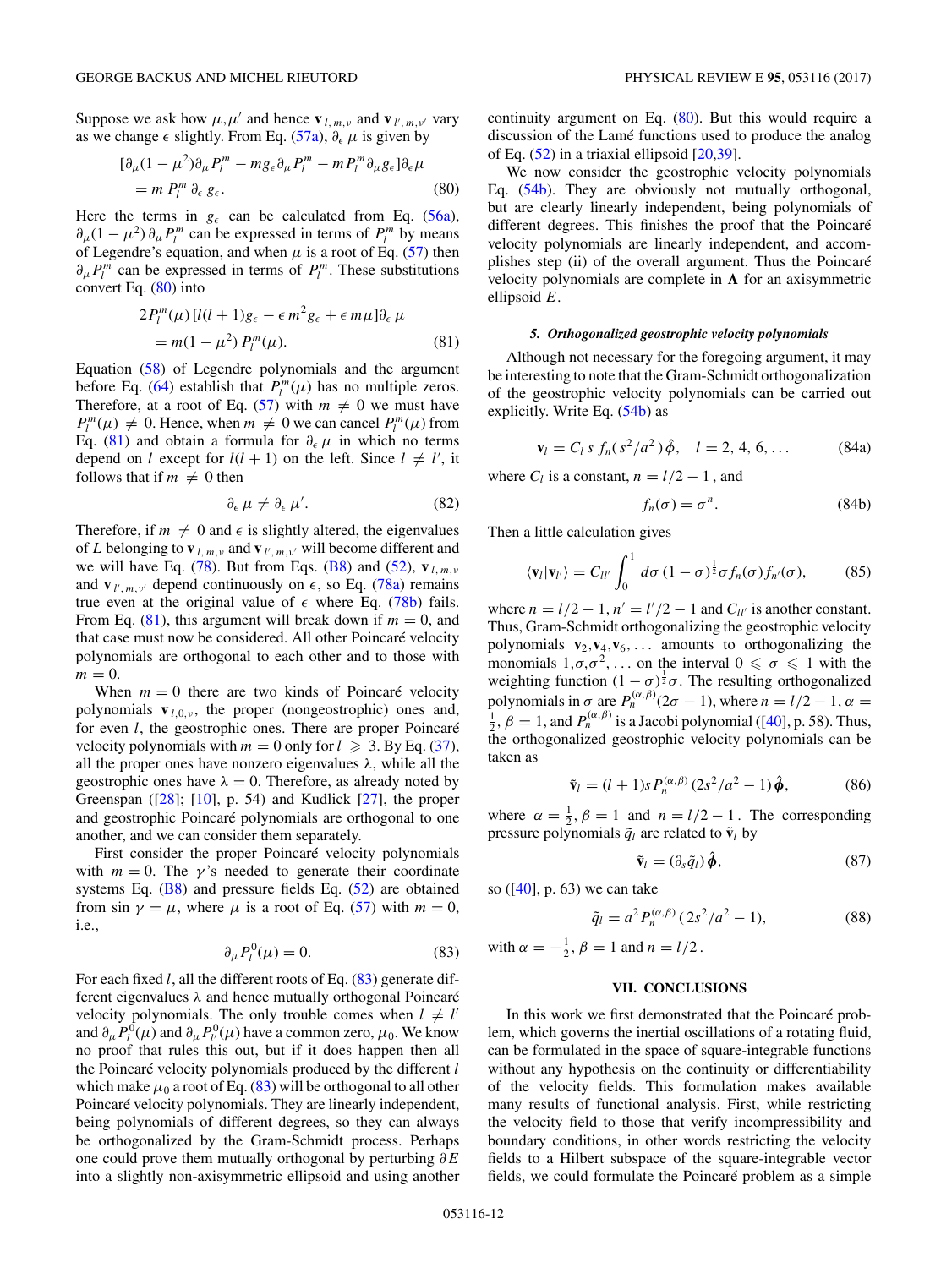Suppose we ask how $\mu,\mu'$ and hence $\mathbf{v}_{l,m,\nu}$ and $\mathbf{v}_{l',m,\nu'}$ vary as we change $\epsilon$ slightly. From Eq. (57a), $\partial_\epsilon \mu$ is given by

$$[\partial_\mu(1-\mu^2)\partial_\mu P_l^m - mg_\epsilon \partial_\mu P_l^m - mP_l^m \partial_\mu g_\epsilon]\partial_\epsilon \mu \\ = m\, P_l^m\, \partial_\epsilon\, g_\epsilon. \tag{80}$$

Here the terms in $g_\epsilon$ can be calculated from Eq. (56a), $\partial_\mu(1-\mu^2)\,\partial_\mu P_l^m$ can be expressed in terms of $P_l^m$ by means of Legendre's equation, and when $\mu$ is a root of Eq. (57) then $\partial_\mu P_l^m$ can be expressed in terms of $P_l^m$. These substitutions convert Eq. (80) into

$$2P_l^m(\mu)\,[l(l+1)g_\epsilon - \epsilon\, m^2 g_\epsilon + \epsilon\, m\mu]\partial_\epsilon\,\mu \\ = m(1-\mu^2)\, P_l^m(\mu). \tag{81}$$

Equation (58) of Legendre polynomials and the argument before Eq. (64) establish that $P_l^m(\mu)$ has no multiple zeros. Therefore, at a root of Eq. (57) with $m \neq 0$ we must have $P_l^m(\mu) \neq 0$. Hence, when $m \neq 0$ we can cancel $P_l^m(\mu)$ from Eq. (81) and obtain a formula for $\partial_\epsilon\,\mu$ in which no terms depend on $l$ except for $l(l+1)$ on the left. Since $l \neq l'$, it follows that if $m \neq 0$ then

$$\partial_\epsilon\,\mu \neq \partial_\epsilon\,\mu'. \tag{82}$$

Therefore, if $m \neq 0$ and $\epsilon$ is slightly altered, the eigenvalues of $L$ belonging to $\mathbf{v}_{l,m,\nu}$ and $\mathbf{v}_{l',m,\nu'}$ will become different and we will have Eq. (78). But from Eqs. (B8) and (52), $\mathbf{v}_{l,m,\nu}$ and $\mathbf{v}_{l',m,\nu'}$ depend continuously on $\epsilon$, so Eq. (78a) remains true even at the original value of $\epsilon$ where Eq. (78b) fails. From Eq. (81), this argument will break down if $m = 0$, and that case must now be considered. All other Poincaré velocity polynomials are orthogonal to each other and to those with $m = 0$.

When $m = 0$ there are two kinds of Poincaré velocity polynomials $\mathbf{v}_{l,0,\nu}$, the proper (nongeostrophic) ones and, for even $l$, the geostrophic ones. There are proper Poincaré velocity polynomials with $m = 0$ only for $l \geqslant 3$. By Eq. (37), all the proper ones have nonzero eigenvalues $\lambda$, while all the geostrophic ones have $\lambda = 0$. Therefore, as already noted by Greenspan ([28]; [10], p. 54) and Kudlick [27], the proper and geostrophic Poincaré polynomials are orthogonal to one another, and we can consider them separately.

First consider the proper Poincaré velocity polynomials with $m = 0$. The $\gamma$'s needed to generate their coordinate systems Eq. (B8) and pressure fields Eq. (52) are obtained from $\sin\gamma = \mu$, where $\mu$ is a root of Eq. (57) with $m = 0$, i.e.,

$$\partial_\mu P_l^0(\mu) = 0. \tag{83}$$

For each fixed $l$, all the different roots of Eq. (83) generate different eigenvalues $\lambda$ and hence mutually orthogonal Poincaré velocity polynomials. The only trouble comes when $l \neq l'$ and $\partial_\mu P_l^0(\mu)$ and $\partial_\mu P_{l'}^0(\mu)$ have a common zero, $\mu_0$. We know no proof that rules this out, but if it does happen then all the Poincaré velocity polynomials produced by the different $l$ which make $\mu_0$ a root of Eq. (83) will be orthogonal to all other Poincaré velocity polynomials. They are linearly independent, being polynomials of different degrees, so they can always be orthogonalized by the Gram-Schmidt process. Perhaps one could prove them mutually orthogonal by perturbing $\partial E$ into a slightly non-axisymmetric ellipsoid and using another continuity argument on Eq. (80). But this would require a discussion of the Lamé functions used to produce the analog of Eq. (52) in a triaxial ellipsoid [20,39].

We now consider the geostrophic velocity polynomials Eq. (54b). They are obviously not mutually orthogonal, but are clearly linearly independent, being polynomials of different degrees. This finishes the proof that the Poincaré velocity polynomials are linearly independent, and accomplishes step (ii) of the overall argument. Thus the Poincaré velocity polynomials are complete in $\underline{\mathbf{\Lambda}}$ for an axisymmetric ellipsoid $E$.

#### 5. Orthogonalized geostrophic velocity polynomials

Although not necessary for the foregoing argument, it may be interesting to note that the Gram-Schmidt orthogonalization of the geostrophic velocity polynomials can be carried out explicitly. Write Eq. (54b) as

$$\mathbf{v}_l = C_l\, s\, f_n(s^2/a^2)\,\hat{\phi}, \quad l = 2, 4, 6, \ldots \tag{84a}$$

where $C_l$ is a constant, $n = l/2 - 1$, and

$$f_n(\sigma) = \sigma^n. \tag{84b}$$

Then a little calculation gives

$$\langle \mathbf{v}_l | \mathbf{v}_{l'} \rangle = C_{ll'} \int_0^1 d\sigma\, (1-\sigma)^{\frac{1}{2}} \sigma f_n(\sigma) f_{n'}(\sigma), \tag{85}$$

where $n = l/2 - 1$, $n' = l'/2 - 1$ and $C_{ll'}$ is another constant. Thus, Gram-Schmidt orthogonalizing the geostrophic velocity polynomials $\mathbf{v}_2, \mathbf{v}_4, \mathbf{v}_6, \ldots$ amounts to orthogonalizing the monomials $1, \sigma, \sigma^2, \ldots$ on the interval $0 \leqslant \sigma \leqslant 1$ with the weighting function $(1-\sigma)^{\frac{1}{2}}\sigma$. The resulting orthogonalized polynomials in $\sigma$ are $P_n^{(\alpha,\beta)}(2\sigma - 1)$, where $n = l/2 - 1$, $\alpha = \frac{1}{2}$, $\beta = 1$, and $P_n^{(\alpha,\beta)}$ is a Jacobi polynomial ([40], p. 58). Thus, the orthogonalized geostrophic velocity polynomials can be taken as

$$\tilde{\mathbf{v}}_l = (l+1)s\, P_n^{(\alpha,\beta)}\,(2s^2/a^2 - 1)\,\hat{\boldsymbol{\phi}}, \tag{86}$$

where $\alpha = \frac{1}{2}, \beta = 1$ and $n = l/2 - 1$. The corresponding pressure polynomials $\tilde{q}_l$ are related to $\tilde{\mathbf{v}}_l$ by

$$\tilde{\mathbf{v}}_l = (\partial_s \tilde{q}_l)\,\hat{\boldsymbol{\phi}}, \tag{87}$$

so ([40], p. 63) we can take

$$\tilde{q}_l = a^2 P_n^{(\alpha,\beta)}\,(2s^2/a^2 - 1), \tag{88}$$

with $\alpha = -\frac{1}{2}$, $\beta = 1$ and $n = l/2$.

## VII. CONCLUSIONS

In this work we first demonstrated that the Poincaré problem, which governs the inertial oscillations of a rotating fluid, can be formulated in the space of square-integrable functions without any hypothesis on the continuity or differentiability of the velocity fields. This formulation makes available many results of functional analysis. First, while restricting the velocity field to those that verify incompressibility and boundary conditions, in other words restricting the velocity fields to a Hilbert subspace of the square-integrable vector fields, we could formulate the Poincaré problem as a simple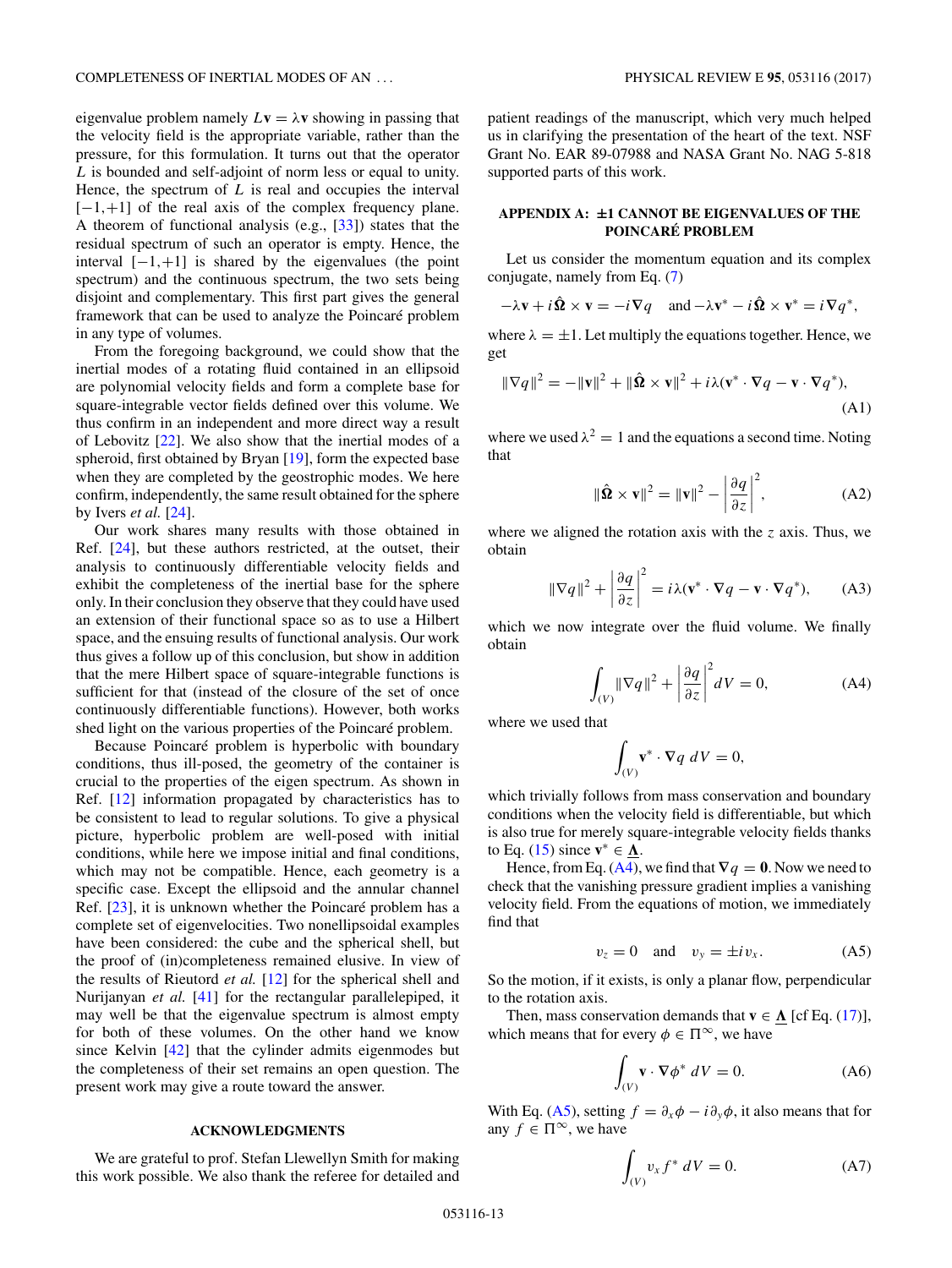eigenvalue problem namely $L\mathbf{v} = \lambda\mathbf{v}$ showing in passing that the velocity field is the appropriate variable, rather than the pressure, for this formulation. It turns out that the operator $L$ is bounded and self-adjoint of norm less or equal to unity. Hence, the spectrum of $L$ is real and occupies the interval $[-1,+1]$ of the real axis of the complex frequency plane. A theorem of functional analysis (e.g., [33]) states that the residual spectrum of such an operator is empty. Hence, the interval $[-1,+1]$ is shared by the eigenvalues (the point spectrum) and the continuous spectrum, the two sets being disjoint and complementary. This first part gives the general framework that can be used to analyze the Poincaré problem in any type of volumes.

From the foregoing background, we could show that the inertial modes of a rotating fluid contained in an ellipsoid are polynomial velocity fields and form a complete base for square-integrable vector fields defined over this volume. We thus confirm in an independent and more direct way a result of Lebovitz [22]. We also show that the inertial modes of a spheroid, first obtained by Bryan [19], form the expected base when they are completed by the geostrophic modes. We here confirm, independently, the same result obtained for the sphere by Ivers *et al.* [24].

Our work shares many results with those obtained in Ref. [24], but these authors restricted, at the outset, their analysis to continuously differentiable velocity fields and exhibit the completeness of the inertial base for the sphere only. In their conclusion they observe that they could have used an extension of their functional space so as to use a Hilbert space, and the ensuing results of functional analysis. Our work thus gives a follow up of this conclusion, but show in addition that the mere Hilbert space of square-integrable functions is sufficient for that (instead of the closure of the set of once continuously differentiable functions). However, both works shed light on the various properties of the Poincaré problem.

Because Poincaré problem is hyperbolic with boundary conditions, thus ill-posed, the geometry of the container is crucial to the properties of the eigen spectrum. As shown in Ref. [12] information propagated by characteristics has to be consistent to lead to regular solutions. To give a physical picture, hyperbolic problem are well-posed with initial conditions, while here we impose initial and final conditions, which may not be compatible. Hence, each geometry is a specific case. Except the ellipsoid and the annular channel Ref. [23], it is unknown whether the Poincaré problem has a complete set of eigenvelocities. Two nonellipsoidal examples have been considered: the cube and the spherical shell, but the proof of (in)completeness remained elusive. In view of the results of Rieutord *et al.* [12] for the spherical shell and Nurijanyan *et al.* [41] for the rectangular parallelepiped, it may well be that the eigenvalue spectrum is almost empty for both of these volumes. On the other hand we know since Kelvin [42] that the cylinder admits eigenmodes but the completeness of their set remains an open question. The present work may give a route toward the answer.

## ACKNOWLEDGMENTS

We are grateful to prof. Stefan Llewellyn Smith for making this work possible. We also thank the referee for detailed and patient readings of the manuscript, which very much helped us in clarifying the presentation of the heart of the text. NSF Grant No. EAR 89-07988 and NASA Grant No. NAG 5-818 supported parts of this work.

## APPENDIX A: ±1 CANNOT BE EIGENVALUES OF THE POINCARÉ PROBLEM

Let us consider the momentum equation and its complex conjugate, namely from Eq. (7)

$$-\lambda\mathbf{v} + i\hat{\mathbf{\Omega}}\times\mathbf{v} = -i\nabla q \quad \text{and} \; -\lambda\mathbf{v}^* - i\hat{\mathbf{\Omega}}\times\mathbf{v}^* = i\nabla q^*,$$

where $\lambda = \pm 1$. Let multiply the equations together. Hence, we get

$$\|\nabla q\|^2 = -\|\mathbf{v}\|^2 + \|\hat{\mathbf{\Omega}}\times\mathbf{v}\|^2 + i\lambda(\mathbf{v}^*\cdot\nabla q - \mathbf{v}\cdot\nabla q^*), \tag{A1}$$

where we used $\lambda^2 = 1$ and the equations a second time. Noting that

$$\|\hat{\mathbf{\Omega}}\times\mathbf{v}\|^2 = \|\mathbf{v}\|^2 - \left|\frac{\partial q}{\partial z}\right|^2, \tag{A2}$$

where we aligned the rotation axis with the $z$ axis. Thus, we obtain

$$\|\nabla q\|^2 + \left|\frac{\partial q}{\partial z}\right|^2 = i\lambda(\mathbf{v}^*\cdot\nabla q - \mathbf{v}\cdot\nabla q^*), \tag{A3}$$

which we now integrate over the fluid volume. We finally obtain

$$\int_{(V)} \|\nabla q\|^2 + \left|\frac{\partial q}{\partial z}\right|^2 dV = 0, \tag{A4}$$

where we used that

$$\int_{(V)} \mathbf{v}^*\cdot\nabla q \; dV = 0,$$

which trivially follows from mass conservation and boundary conditions when the velocity field is differentiable, but which is also true for merely square-integrable velocity fields thanks to Eq. (15) since $\mathbf{v}^* \in \underline{\mathbf{\Lambda}}$.

Hence, from Eq. (A4), we find that $\nabla q = \mathbf{0}$. Now we need to check that the vanishing pressure gradient implies a vanishing velocity field. From the equations of motion, we immediately find that

$$v_z = 0 \quad \text{and} \quad v_y = \pm i v_x. \tag{A5}$$

So the motion, if it exists, is only a planar flow, perpendicular to the rotation axis.

Then, mass conservation demands that $\mathbf{v} \in \underline{\mathbf{\Lambda}}$ [cf Eq. (17)], which means that for every $\phi \in \Pi^\infty$, we have

$$\int_{(V)} \mathbf{v}\cdot\nabla\phi^* \; dV = 0. \tag{A6}$$

With Eq. (A5), setting $f = \partial_x\phi - i\partial_y\phi$, it also means that for any $f \in \Pi^\infty$, we have

$$\int_{(V)} v_x f^* \; dV = 0. \tag{A7}$$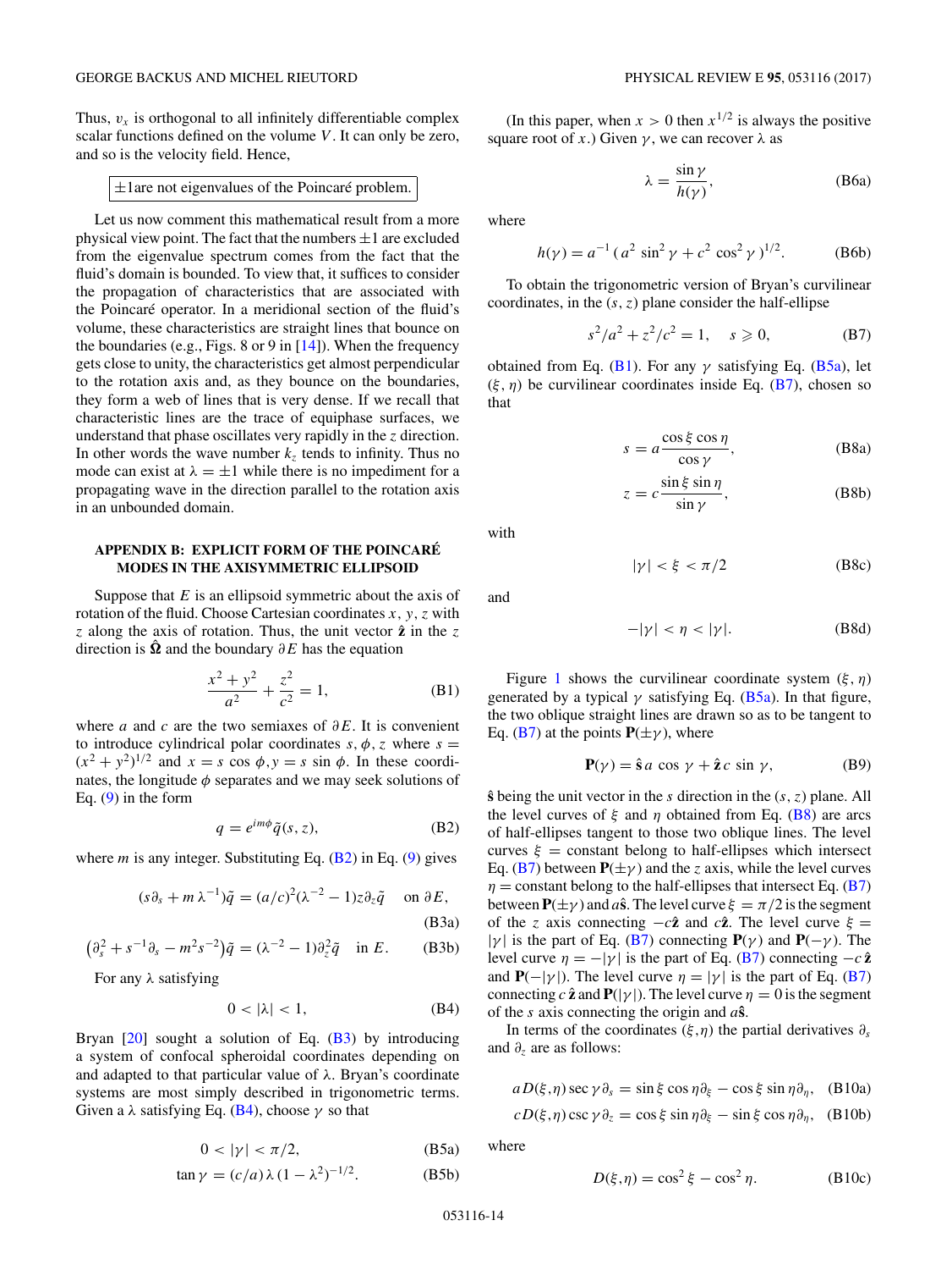Thus, $v_x$ is orthogonal to all infinitely differentiable complex scalar functions defined on the volume $V$. It can only be zero, and so is the velocity field. Hence,

$$\boxed{\pm 1 \text{are not eigenvalues of the Poincaré problem.}}$$

Let us now comment this mathematical result from a more physical view point. The fact that the numbers $\pm1$ are excluded from the eigenvalue spectrum comes from the fact that the fluid's domain is bounded. To view that, it suffices to consider the propagation of characteristics that are associated with the Poincaré operator. In a meridional section of the fluid's volume, these characteristics are straight lines that bounce on the boundaries (e.g., Figs. 8 or 9 in [14]). When the frequency gets close to unity, the characteristics get almost perpendicular to the rotation axis and, as they bounce on the boundaries, they form a web of lines that is very dense. If we recall that characteristic lines are the trace of equiphase surfaces, we understand that phase oscillates very rapidly in the $z$ direction. In other words the wave number $k_z$ tends to infinity. Thus no mode can exist at $\lambda = \pm1$ while there is no impediment for a propagating wave in the direction parallel to the rotation axis in an unbounded domain.

## APPENDIX B: EXPLICIT FORM OF THE POINCARÉ MODES IN THE AXISYMMETRIC ELLIPSOID

Suppose that $E$ is an ellipsoid symmetric about the axis of rotation of the fluid. Choose Cartesian coordinates $x, y, z$ with $z$ along the axis of rotation. Thus, the unit vector $\hat{\mathbf{z}}$ in the $z$ direction is $\hat{\mathbf{\Omega}}$ and the boundary $\partial E$ has the equation

$$\frac{x^2+y^2}{a^2}+\frac{z^2}{c^2}=1, \tag{B1}$$

where $a$ and $c$ are the two semiaxes of $\partial E$. It is convenient to introduce cylindrical polar coordinates $s,\phi,z$ where $s=(x^2+y^2)^{1/2}$ and $x = s\cos\phi, y = s\sin\phi$. In these coordinates, the longitude $\phi$ separates and we may seek solutions of Eq. (9) in the form

$$q = e^{im\phi}\tilde{q}(s,z), \tag{B2}$$

where $m$ is any integer. Substituting Eq. (B2) in Eq. (9) gives

$$(s\partial_s + m\,\lambda^{-1})\tilde{q} = (a/c)^2(\lambda^{-2}-1)z\partial_z\tilde{q} \quad \text{on } \partial E, \tag{B3a}$$

$$\left(\partial_s^2 + s^{-1}\partial_s - m^2 s^{-2}\right)\tilde{q} = (\lambda^{-2}-1)\partial_z^2\tilde{q} \quad \text{in } E. \tag{B3b}$$

For any $\lambda$ satisfying

$$0<|\lambda|<1, \tag{B4}$$

Bryan [20] sought a solution of Eq. (B3) by introducing a system of confocal spheroidal coordinates depending on and adapted to that particular value of $\lambda$. Bryan's coordinate systems are most simply described in trigonometric terms. Given a $\lambda$ satisfying Eq. (B4), choose $\gamma$ so that

$$0<|\gamma|<\pi/2, \tag{B5a}$$

$$\tan\gamma = (c/a)\,\lambda\,(1-\lambda^2)^{-1/2}. \tag{B5b}$$

(In this paper, when $x>0$ then $x^{1/2}$ is always the positive square root of $x$.) Given $\gamma$, we can recover $\lambda$ as

$$\lambda = \frac{\sin\gamma}{h(\gamma)}, \tag{B6a}$$

where

$$h(\gamma) = a^{-1}\,(a^2\sin^2\gamma + c^2\cos^2\gamma)^{1/2}. \tag{B6b}$$

To obtain the trigonometric version of Bryan's curvilinear coordinates, in the $(s,z)$ plane consider the half-ellipse

$$s^2/a^2 + z^2/c^2 = 1, \quad s\geqslant 0, \tag{B7}$$

obtained from Eq. (B1). For any $\gamma$ satisfying Eq. (B5a), let $(\xi,\eta)$ be curvilinear coordinates inside Eq. (B7), chosen so that

$$s = a\frac{\cos\xi\cos\eta}{\cos\gamma}, \tag{B8a}$$

$$z = c\frac{\sin\xi\sin\eta}{\sin\gamma}, \tag{B8b}$$

with

$$|\gamma|<\xi<\pi/2 \tag{B8c}$$

and

$$-|\gamma|<\eta<|\gamma|. \tag{B8d}$$

Figure 1 shows the curvilinear coordinate system $(\xi,\eta)$ generated by a typical $\gamma$ satisfying Eq. (B5a). In that figure, the two oblique straight lines are drawn so as to be tangent to Eq. (B7) at the points $\mathbf{P}(\pm\gamma)$, where

$$\mathbf{P}(\gamma) = \hat{\mathbf{s}}\,a\cos\gamma + \hat{\mathbf{z}}\,c\sin\gamma, \tag{B9}$$

$\hat{\mathbf{s}}$ being the unit vector in the $s$ direction in the $(s,z)$ plane. All the level curves of $\xi$ and $\eta$ obtained from Eq. (B8) are arcs of half-ellipses tangent to those two oblique lines. The level curves $\xi$ = constant belong to half-ellipses which intersect Eq. (B7) between $\mathbf{P}(\pm\gamma)$ and the $z$ axis, while the level curves $\eta$ = constant belong to the half-ellipses that intersect Eq. (B7) between $\mathbf{P}(\pm\gamma)$ and $a\hat{\mathbf{s}}$. The level curve $\xi=\pi/2$ is the segment of the $z$ axis connecting $-c\hat{\mathbf{z}}$ and $c\hat{\mathbf{z}}$. The level curve $\xi=|\gamma|$ is the part of Eq. (B7) connecting $\mathbf{P}(\gamma)$ and $\mathbf{P}(-\gamma)$. The level curve $\eta=-|\gamma|$ is the part of Eq. (B7) connecting $-c\,\hat{\mathbf{z}}$ and $\mathbf{P}(-|\gamma|)$. The level curve $\eta=|\gamma|$ is the part of Eq. (B7) connecting $c\,\hat{\mathbf{z}}$ and $\mathbf{P}(|\gamma|)$. The level curve $\eta=0$ is the segment of the $s$ axis connecting the origin and $a\hat{\mathbf{s}}$.

In terms of the coordinates $(\xi,\eta)$ the partial derivatives $\partial_s$ and $\partial_z$ are as follows:

$$aD(\xi,\eta)\sec\gamma\,\partial_s = \sin\xi\cos\eta\,\partial_\xi - \cos\xi\sin\eta\,\partial_\eta, \tag{B10a}$$

$$cD(\xi,\eta)\csc\gamma\,\partial_z = \cos\xi\sin\eta\,\partial_\xi - \sin\xi\cos\eta\,\partial_\eta, \tag{B10b}$$

where

$$D(\xi,\eta) = \cos^2\xi - \cos^2\eta. \tag{B10c}$$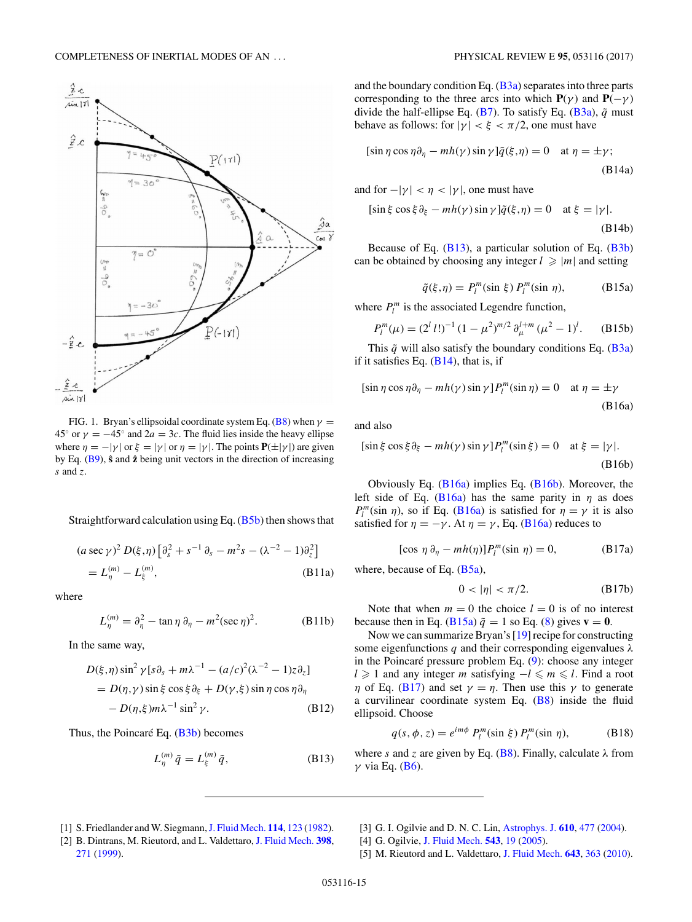FIG. 1. Bryan's ellipsoidal coordinate system Eq. (B8) when $\gamma = 45^\circ$ or $\gamma = -45^\circ$ and $2a = 3c$. The fluid lies inside the heavy ellipse where $\eta = -|\gamma|$ or $\xi = |\gamma|$ or $\eta = |\gamma|$. The points $\mathbf{P}(\pm|\gamma|)$ are given by Eq. (B9), $\hat{\mathbf{s}}$ and $\hat{\mathbf{z}}$ being unit vectors in the direction of increasing $s$ and $z$.

Straightforward calculation using Eq. (B5b) then shows that

$$(a\sec\gamma)^2\, D(\xi,\eta)\left[\partial_s^2 + s^{-1}\,\partial_s - m^2 s - (\lambda^{-2}-1)\partial_z^2\right] = L_\eta^{(m)} - L_\xi^{(m)}, \tag{B11a}$$

where

$$L_\eta^{(m)} = \partial_\eta^2 - \tan\eta\,\partial_\eta - m^2(\sec\eta)^2. \tag{B11b}$$

In the same way,

$$\begin{aligned} D(\xi,\eta)\sin^2\gamma&[s\partial_s + m\lambda^{-1} - (a/c)^2(\lambda^{-2}-1)z\partial_z] \\ &= D(\eta,\gamma)\sin\xi\cos\xi\,\partial_\xi + D(\gamma,\xi)\sin\eta\cos\eta\,\partial_\eta \\ &\quad - D(\eta,\xi)m\lambda^{-1}\sin^2\gamma. \end{aligned} \tag{B12}$$

Thus, the Poincaré Eq. (B3b) becomes

$$L_\eta^{(m)}\,\tilde{q} = L_\xi^{(m)}\,\tilde{q}, \tag{B13}$$

and the boundary condition Eq. (B3a) separates into three parts corresponding to the three arcs into which $\mathbf{P}(\gamma)$ and $\mathbf{P}(-\gamma)$ divide the half-ellipse Eq. (B7). To satisfy Eq. (B3a), $\tilde{q}$ must behave as follows: for $|\gamma| < \xi < \pi/2$, one must have

$$[\sin\eta\cos\eta\,\partial_\eta - mh(\gamma)\sin\gamma]\tilde{q}(\xi,\eta) = 0 \quad \text{at } \eta = \pm\gamma; \tag{B14a}$$

and for $-|\gamma| < \eta < |\gamma|$, one must have

$$[\sin\xi\cos\xi\,\partial_\xi - mh(\gamma)\sin\gamma]\tilde{q}(\xi,\eta) = 0 \quad \text{at } \xi = |\gamma|. \tag{B14b}$$

Because of Eq. (B13), a particular solution of Eq. (B3b) can be obtained by choosing any integer $l \geqslant |m|$ and setting

$$\tilde{q}(\xi,\eta) = P_l^m(\sin\,\xi)\,P_l^m(\sin\,\eta), \tag{B15a}$$

where $P_l^m$ is the associated Legendre function,

$$P_l^m(\mu) = (2^l\,l!)^{-1}\,(1-\mu^2)^{m/2}\,\partial_\mu^{l+m}\,(\mu^2-1)^l. \tag{B15b}$$

This $\tilde{q}$ will also satisfy the boundary conditions Eq. (B3a) if it satisfies Eq. (B14), that is, if

$$[\sin\eta\cos\eta\,\partial_\eta - mh(\gamma)\sin\gamma\,]P_l^m(\sin\eta) = 0 \quad \text{at } \eta = \pm\gamma \tag{B16a}$$

and also

$$[\sin\xi\cos\xi\,\partial_\xi - mh(\gamma)\sin\gamma]P_l^m(\sin\xi) = 0 \quad \text{at } \xi = |\gamma|. \tag{B16b}$$

Obviously Eq. (B16a) implies Eq. (B16b). Moreover, the left side of Eq. (B16a) has the same parity in $\eta$ as does $P_l^m(\sin\,\eta)$, so if Eq. (B16a) is satisfied for $\eta = \gamma$ it is also satisfied for $\eta = -\gamma$. At $\eta = \gamma$, Eq. (B16a) reduces to

$$[\cos\,\eta\,\partial_\eta - mh(\eta)]P_l^m(\sin\,\eta) = 0, \tag{B17a}$$

where, because of Eq. (B5a),

$$0 < |\eta| < \pi/2. \tag{B17b}$$

Note that when $m = 0$ the choice $l = 0$ is of no interest because then in Eq. (B15a) $\tilde{q} = 1$ so Eq. (8) gives $\mathbf{v} = \mathbf{0}$.

Now we can summarize Bryan's [19] recipe for constructing some eigenfunctions $q$ and their corresponding eigenvalues $\lambda$ in the Poincaré pressure problem Eq. (9): choose any integer $l \geqslant 1$ and any integer $m$ satisfying $-l \leqslant m \leqslant l$. Find a root $\eta$ of Eq. (B17) and set $\gamma = \eta$. Then use this $\gamma$ to generate a curvilinear coordinate system Eq. (B8) inside the fluid ellipsoid. Choose

$$q(s,\phi,z) = e^{im\phi}\,P_l^m(\sin\,\xi)\,P_l^m(\sin\,\eta), \tag{B18}$$

where $s$ and $z$ are given by Eq. (B8). Finally, calculate $\lambda$ from $\gamma$ via Eq. (B6).

---

[1] S. Friedlander and W. Siegmann, J. Fluid Mech. **114**, 123 (1982).

[2] B. Dintrans, M. Rieutord, and L. Valdettaro, J. Fluid Mech. **398**, 271 (1999).

[3] G. I. Ogilvie and D. N. C. Lin, Astrophys. J. **610**, 477 (2004).

[4] G. Ogilvie, J. Fluid Mech. **543**, 19 (2005).

[5] M. Rieutord and L. Valdettaro, J. Fluid Mech. **643**, 363 (2010).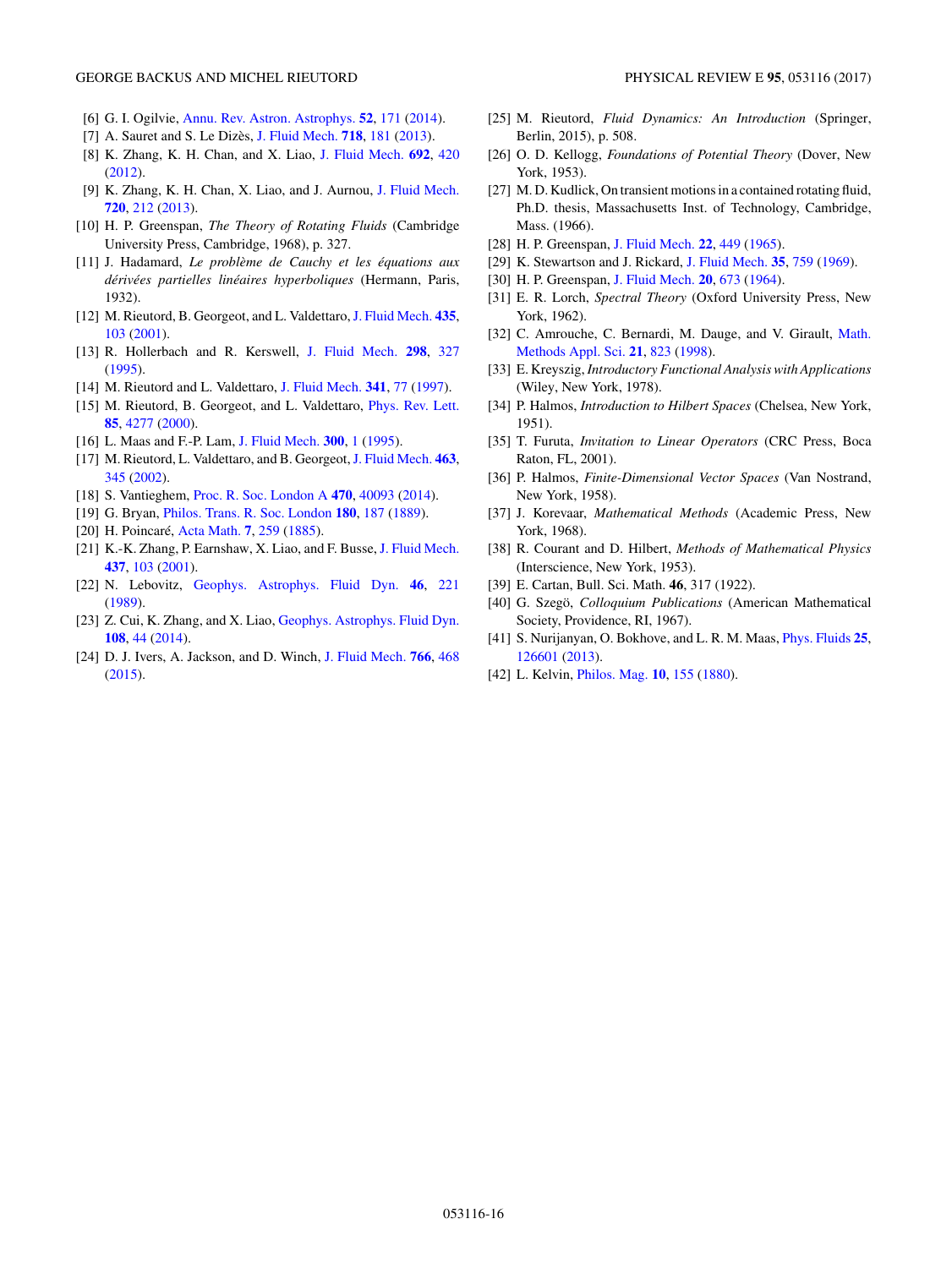[6] G. I. Ogilvie, Annu. Rev. Astron. Astrophys. **52**, 171 (2014).

[7] A. Sauret and S. Le Dizès, J. Fluid Mech. **718**, 181 (2013).

[8] K. Zhang, K. H. Chan, and X. Liao, J. Fluid Mech. **692**, 420 (2012).

[9] K. Zhang, K. H. Chan, X. Liao, and J. Aurnou, J. Fluid Mech. **720**, 212 (2013).

[10] H. P. Greenspan, *The Theory of Rotating Fluids* (Cambridge University Press, Cambridge, 1968), p. 327.

[11] J. Hadamard, *Le problème de Cauchy et les équations aux dérivées partielles linéaires hyperboliques* (Hermann, Paris, 1932).

[12] M. Rieutord, B. Georgeot, and L. Valdettaro, J. Fluid Mech. **435**, 103 (2001).

[13] R. Hollerbach and R. Kerswell, J. Fluid Mech. **298**, 327 (1995).

[14] M. Rieutord and L. Valdettaro, J. Fluid Mech. **341**, 77 (1997).

[15] M. Rieutord, B. Georgeot, and L. Valdettaro, Phys. Rev. Lett. **85**, 4277 (2000).

[16] L. Maas and F.-P. Lam, J. Fluid Mech. **300**, 1 (1995).

[17] M. Rieutord, L. Valdettaro, and B. Georgeot, J. Fluid Mech. **463**, 345 (2002).

[18] S. Vantieghem, Proc. R. Soc. London A **470**, 40093 (2014).

[19] G. Bryan, Philos. Trans. R. Soc. London **180**, 187 (1889).

[20] H. Poincaré, Acta Math. **7**, 259 (1885).

[21] K.-K. Zhang, P. Earnshaw, X. Liao, and F. Busse, J. Fluid Mech. **437**, 103 (2001).

[22] N. Lebovitz, Geophys. Astrophys. Fluid Dyn. **46**, 221 (1989).

[23] Z. Cui, K. Zhang, and X. Liao, Geophys. Astrophys. Fluid Dyn. **108**, 44 (2014).

[24] D. J. Ivers, A. Jackson, and D. Winch, J. Fluid Mech. **766**, 468 (2015).

[25] M. Rieutord, *Fluid Dynamics: An Introduction* (Springer, Berlin, 2015), p. 508.

[26] O. D. Kellogg, *Foundations of Potential Theory* (Dover, New York, 1953).

[27] M. D. Kudlick, On transient motions in a contained rotating fluid, Ph.D. thesis, Massachusetts Inst. of Technology, Cambridge, Mass. (1966).

[28] H. P. Greenspan, J. Fluid Mech. **22**, 449 (1965).

[29] K. Stewartson and J. Rickard, J. Fluid Mech. **35**, 759 (1969).

[30] H. P. Greenspan, J. Fluid Mech. **20**, 673 (1964).

[31] E. R. Lorch, *Spectral Theory* (Oxford University Press, New York, 1962).

[32] C. Amrouche, C. Bernardi, M. Dauge, and V. Girault, Math. Methods Appl. Sci. **21**, 823 (1998).

[33] E. Kreyszig, *Introductory Functional Analysis with Applications* (Wiley, New York, 1978).

[34] P. Halmos, *Introduction to Hilbert Spaces* (Chelsea, New York, 1951).

[35] T. Furuta, *Invitation to Linear Operators* (CRC Press, Boca Raton, FL, 2001).

[36] P. Halmos, *Finite-Dimensional Vector Spaces* (Van Nostrand, New York, 1958).

[37] J. Korevaar, *Mathematical Methods* (Academic Press, New York, 1968).

[38] R. Courant and D. Hilbert, *Methods of Mathematical Physics* (Interscience, New York, 1953).

[39] E. Cartan, Bull. Sci. Math. **46**, 317 (1922).

[40] G. Szegö, *Colloquium Publications* (American Mathematical Society, Providence, RI, 1967).

[41] S. Nurijanyan, O. Bokhove, and L. R. M. Maas, Phys. Fluids **25**, 126601 (2013).

[42] L. Kelvin, Philos. Mag. **10**, 155 (1880).